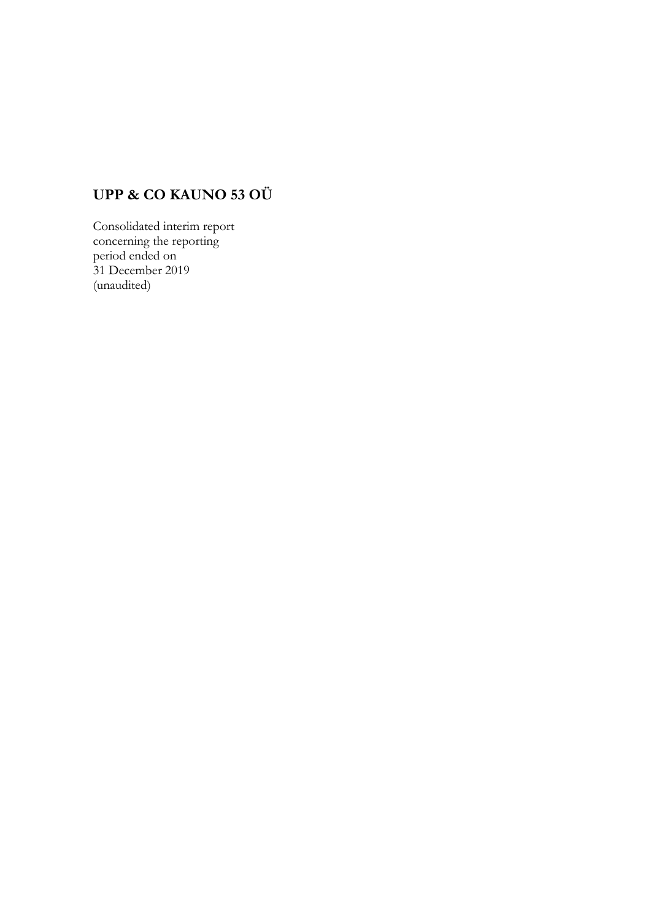# UPP & CO KAUNO 53 OÜ

Consolidated interim report
concerning the reporting
period ended on
31 December 2019
(unaudited)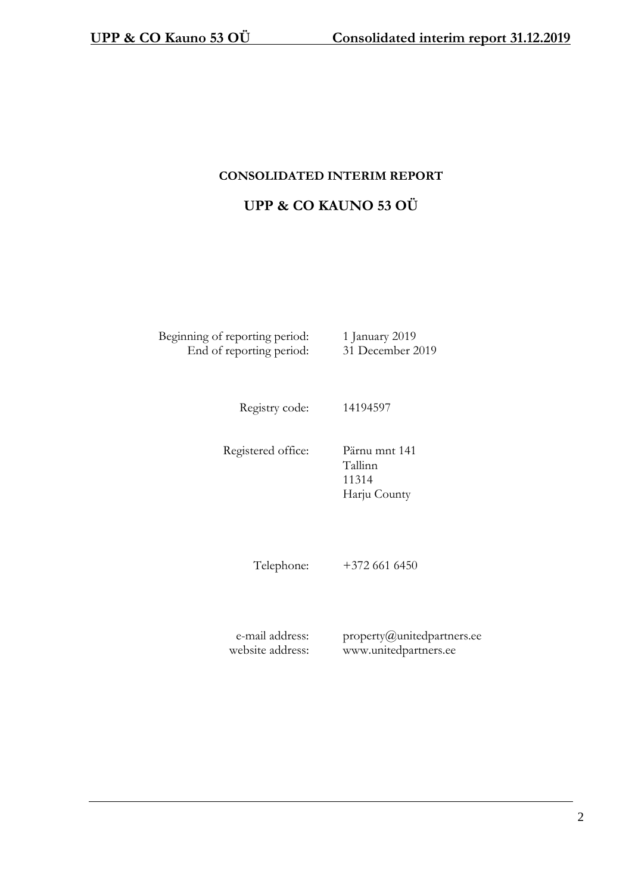# CONSOLIDATED INTERIM REPORT

## UPP & CO KAUNO 53 OÜ

| | |
|---|---|
| Beginning of reporting period: | 1 January 2019 |
| End of reporting period: | 31 December 2019 |
| | |
| Registry code: | 14194597 |
| | |
| Registered office: | Pärnu mnt 141<br>Tallinn<br>11314<br>Harju County |
| | |
| Telephone: | +372 661 6450 |
| | |
| e-mail address: | property@unitedpartners.ee |
| website address: | www.unitedpartners.ee |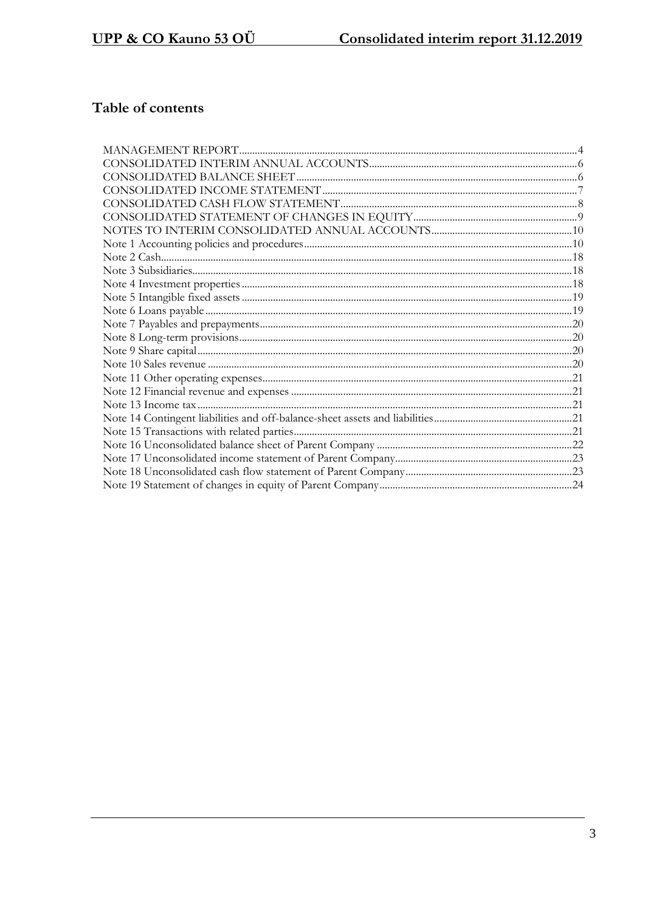## Table of contents

MANAGEMENT REPORT....................................................................................................................4
CONSOLIDATED INTERIM ANNUAL ACCOUNTS.........................................................................6
CONSOLIDATED BALANCE SHEET..............................................................................................6
CONSOLIDATED INCOME STATEMENT........................................................................................7
CONSOLIDATED CASH FLOW STATEMENT..................................................................................8
CONSOLIDATED STATEMENT OF CHANGES IN EQUITY.............................................................9
NOTES TO INTERIM CONSOLIDATED ANNUAL ACCOUNTS........................................................10
Note 1 Accounting policies and procedures.....................................................................................10
Note 2 Cash...................................................................................................................................18
Note 3 Subsidiaries.........................................................................................................................18
Note 4 Investment properties..........................................................................................................18
Note 5 Intangible fixed assets..........................................................................................................19
Note 6 Loans payable.....................................................................................................................19
Note 7 Payables and prepayments...................................................................................................20
Note 8 Long-term provisions............................................................................................................20
Note 9 Share capital.......................................................................................................................20
Note 10 Sales revenue....................................................................................................................20
Note 11 Other operating expenses...................................................................................................21
Note 12 Financial revenue and expenses..........................................................................................21
Note 13 Income tax.........................................................................................................................21
Note 14 Contingent liabilities and off-balance-sheet assets and liabilities...........................................21
Note 15 Transactions with related parties..........................................................................................21
Note 16 Unconsolidated balance sheet of Parent Company...............................................................22
Note 17 Unconsolidated income statement of Parent Company..........................................................23
Note 18 Unconsolidated cash flow statement of Parent Company.......................................................23
Note 19 Statement of changes in equity of Parent Company...............................................................24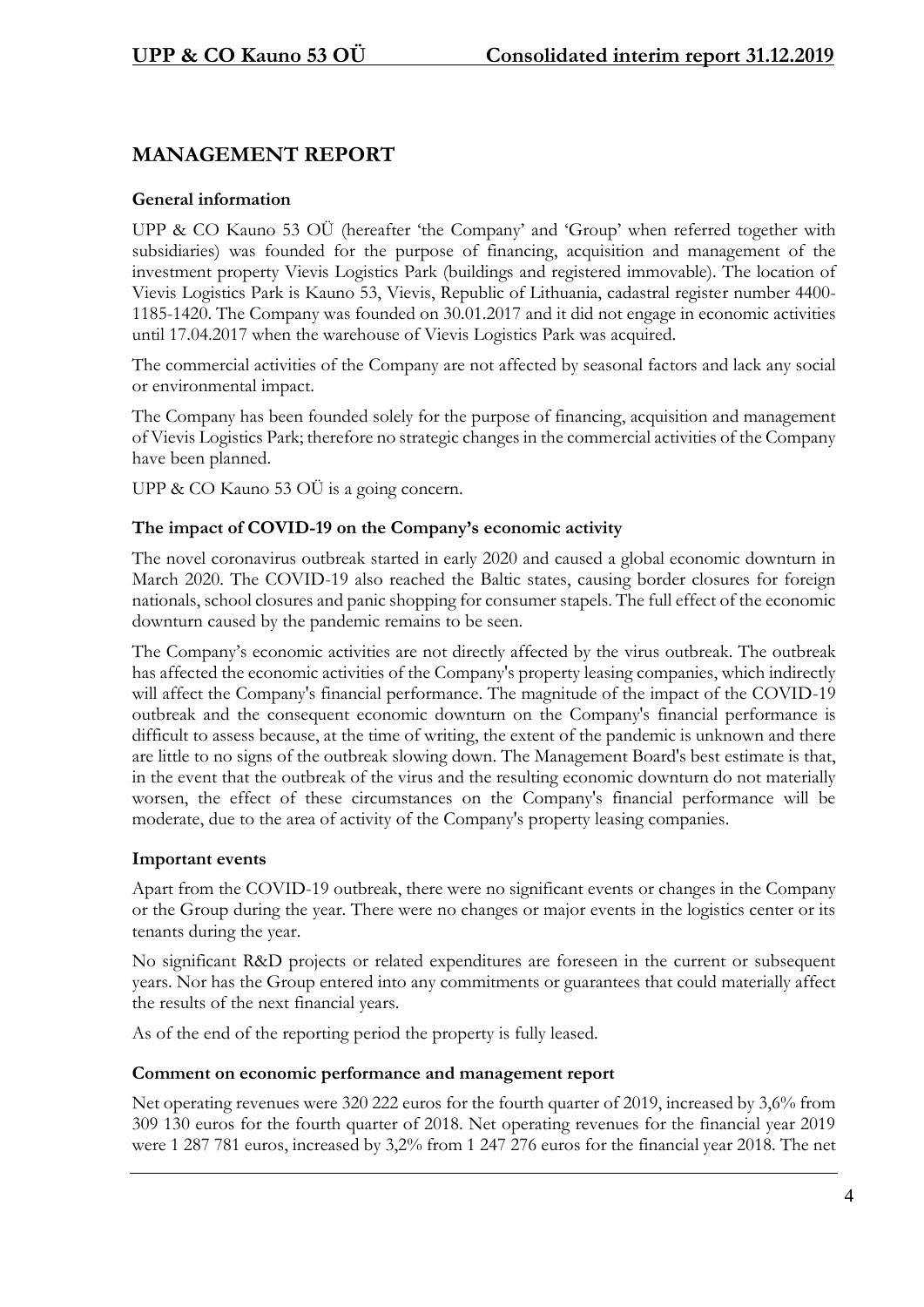# MANAGEMENT REPORT

**General information**

UPP & CO Kauno 53 OÜ (hereafter 'the Company' and 'Group' when referred together with subsidiaries) was founded for the purpose of financing, acquisition and management of the investment property Vievis Logistics Park (buildings and registered immovable). The location of Vievis Logistics Park is Kauno 53, Vievis, Republic of Lithuania, cadastral register number 4400-1185-1420. The Company was founded on 30.01.2017 and it did not engage in economic activities until 17.04.2017 when the warehouse of Vievis Logistics Park was acquired.

The commercial activities of the Company are not affected by seasonal factors and lack any social or environmental impact.

The Company has been founded solely for the purpose of financing, acquisition and management of Vievis Logistics Park; therefore no strategic changes in the commercial activities of the Company have been planned.

UPP & CO Kauno 53 OÜ is a going concern.

**The impact of COVID-19 on the Company's economic activity**

The novel coronavirus outbreak started in early 2020 and caused a global economic downturn in March 2020. The COVID-19 also reached the Baltic states, causing border closures for foreign nationals, school closures and panic shopping for consumer stapels. The full effect of the economic downturn caused by the pandemic remains to be seen.

The Company's economic activities are not directly affected by the virus outbreak. The outbreak has affected the economic activities of the Company's property leasing companies, which indirectly will affect the Company's financial performance. The magnitude of the impact of the COVID-19 outbreak and the consequent economic downturn on the Company's financial performance is difficult to assess because, at the time of writing, the extent of the pandemic is unknown and there are little to no signs of the outbreak slowing down. The Management Board's best estimate is that, in the event that the outbreak of the virus and the resulting economic downturn do not materially worsen, the effect of these circumstances on the Company's financial performance will be moderate, due to the area of activity of the Company's property leasing companies.

**Important events**

Apart from the COVID-19 outbreak, there were no significant events or changes in the Company or the Group during the year. There were no changes or major events in the logistics center or its tenants during the year.

No significant R&D projects or related expenditures are foreseen in the current or subsequent years. Nor has the Group entered into any commitments or guarantees that could materially affect the results of the next financial years.

As of the end of the reporting period the property is fully leased.

**Comment on economic performance and management report**

Net operating revenues were 320 222 euros for the fourth quarter of 2019, increased by 3,6% from 309 130 euros for the fourth quarter of 2018. Net operating revenues for the financial year 2019 were 1 287 781 euros, increased by 3,2% from 1 247 276 euros for the financial year 2018. The net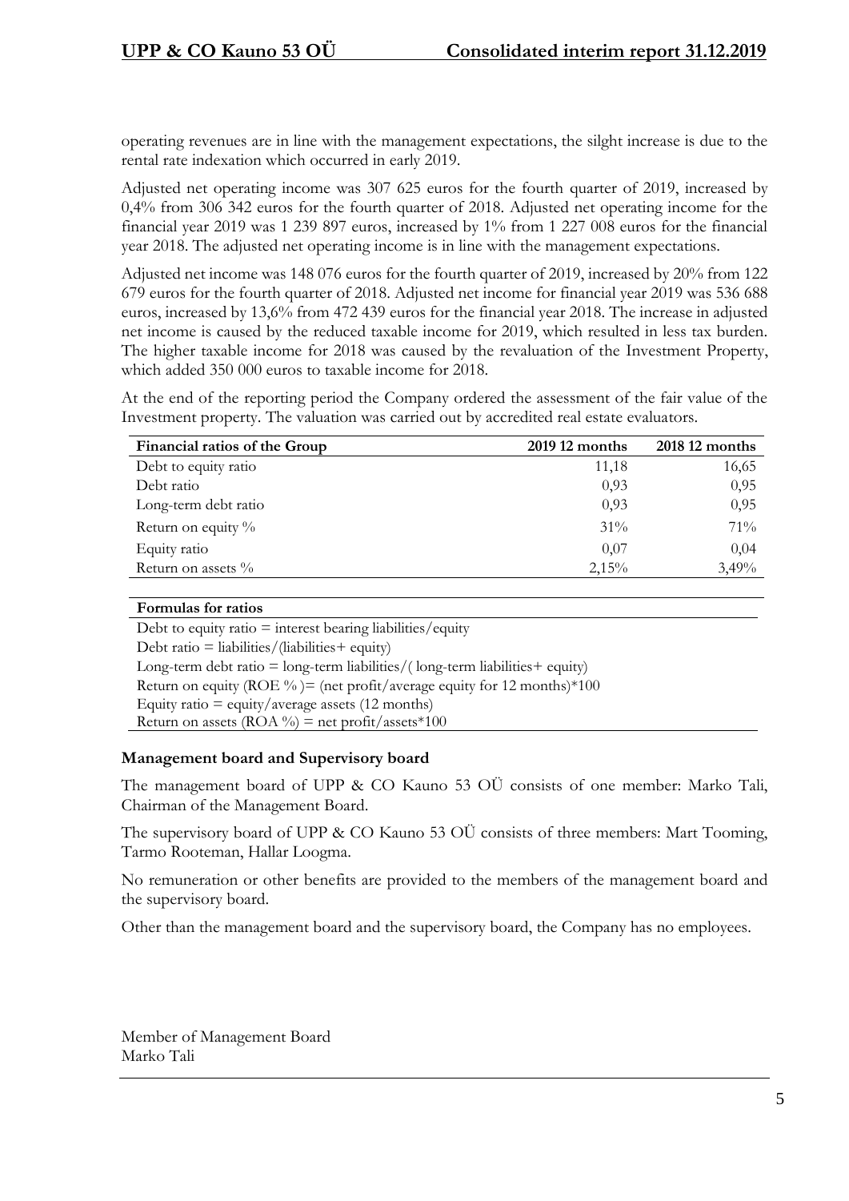operating revenues are in line with the management expectations, the silght increase is due to the rental rate indexation which occurred in early 2019.

Adjusted net operating income was 307 625 euros for the fourth quarter of 2019, increased by 0,4% from 306 342 euros for the fourth quarter of 2018. Adjusted net operating income for the financial year 2019 was 1 239 897 euros, increased by 1% from 1 227 008 euros for the financial year 2018. The adjusted net operating income is in line with the management expectations.

Adjusted net income was 148 076 euros for the fourth quarter of 2019, increased by 20% from 122 679 euros for the fourth quarter of 2018. Adjusted net income for financial year 2019 was 536 688 euros, increased by 13,6% from 472 439 euros for the financial year 2018. The increase in adjusted net income is caused by the reduced taxable income for 2019, which resulted in less tax burden. The higher taxable income for 2018 was caused by the revaluation of the Investment Property, which added 350 000 euros to taxable income for 2018.

At the end of the reporting period the Company ordered the assessment of the fair value of the Investment property. The valuation was carried out by accredited real estate evaluators.

| Financial ratios of the Group | 2019 12 months | 2018 12 months |
|---|---|---|
| Debt to equity ratio | 11,18 | 16,65 |
| Debt ratio | 0,93 | 0,95 |
| Long-term debt ratio | 0,93 | 0,95 |
| Return on equity % | 31% | 71% |
| Equity ratio | 0,07 | 0,04 |
| Return on assets % | 2,15% | 3,49% |

| Formulas for ratios |
|---|
| Debt to equity ratio = interest bearing liabilities/equity |
| Debt ratio = liabilities/(liabilities+ equity) |
| Long-term debt ratio = long-term liabilities/( long-term liabilities+ equity) |
| Return on equity (ROE % )= (net profit/average equity for 12 months)*100 |
| Equity ratio = equity/average assets (12 months) |
| Return on assets (ROA %) = net profit/assets*100 |

**Management board and Supervisory board**

The management board of UPP & CO Kauno 53 OÜ consists of one member: Marko Tali, Chairman of the Management Board.

The supervisory board of UPP & CO Kauno 53 OÜ consists of three members: Mart Tooming, Tarmo Rooteman, Hallar Loogma.

No remuneration or other benefits are provided to the members of the management board and the supervisory board.

Other than the management board and the supervisory board, the Company has no employees.

Member of Management Board
Marko Tali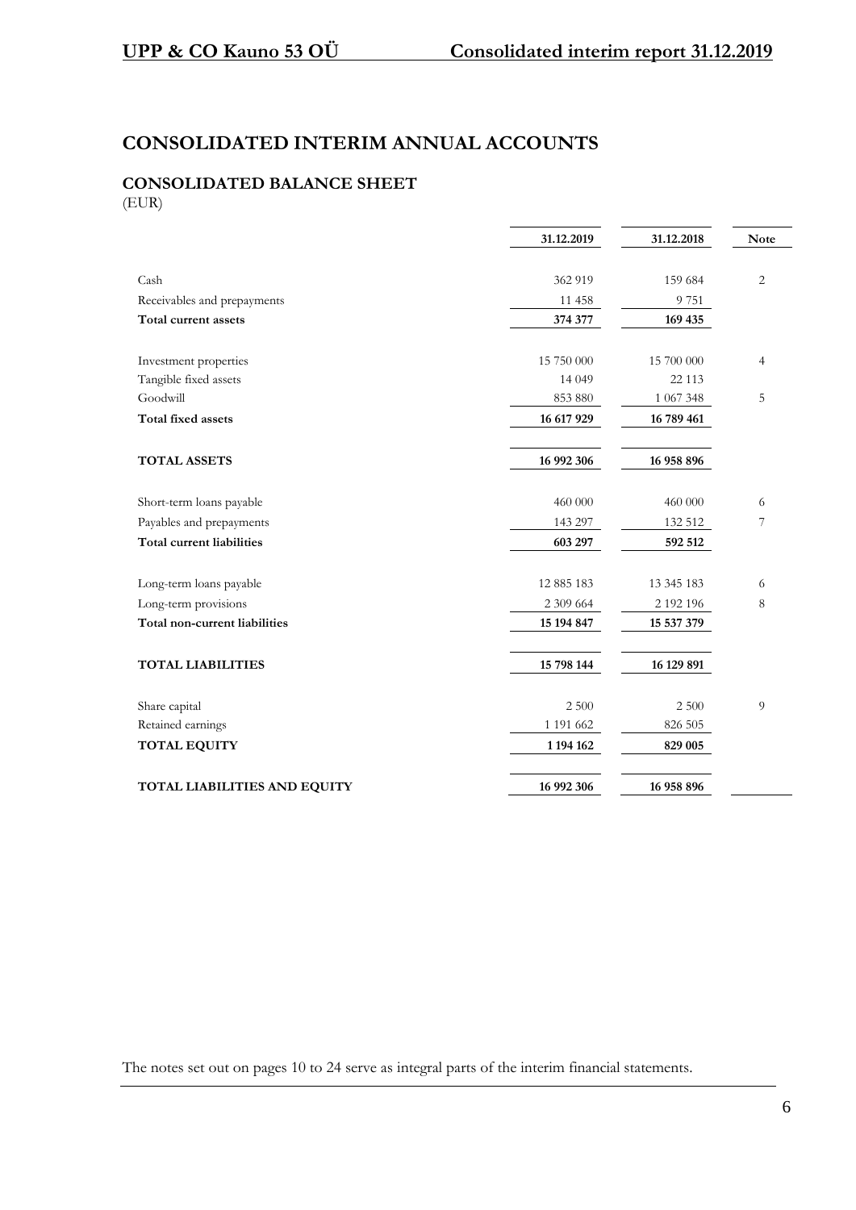# CONSOLIDATED INTERIM ANNUAL ACCOUNTS

## CONSOLIDATED BALANCE SHEET

(EUR)

| | 31.12.2019 | 31.12.2018 | Note |
|---|---|---|---|
| Cash | 362 919 | 159 684 | 2 |
| Receivables and prepayments | 11 458 | 9 751 | |
| **Total current assets** | **374 377** | **169 435** | |
| | | | |
| Investment properties | 15 750 000 | 15 700 000 | 4 |
| Tangible fixed assets | 14 049 | 22 113 | |
| Goodwill | 853 880 | 1 067 348 | 5 |
| **Total fixed assets** | **16 617 929** | **16 789 461** | |
| | | | |
| **TOTAL ASSETS** | **16 992 306** | **16 958 896** | |
| | | | |
| Short-term loans payable | 460 000 | 460 000 | 6 |
| Payables and prepayments | 143 297 | 132 512 | 7 |
| **Total current liabilities** | **603 297** | **592 512** | |
| | | | |
| Long-term loans payable | 12 885 183 | 13 345 183 | 6 |
| Long-term provisions | 2 309 664 | 2 192 196 | 8 |
| **Total non-current liabilities** | **15 194 847** | **15 537 379** | |
| | | | |
| **TOTAL LIABILITIES** | **15 798 144** | **16 129 891** | |
| | | | |
| Share capital | 2 500 | 2 500 | 9 |
| Retained earnings | 1 191 662 | 826 505 | |
| **TOTAL EQUITY** | **1 194 162** | **829 005** | |
| | | | |
| **TOTAL LIABILITIES AND EQUITY** | **16 992 306** | **16 958 896** | |

The notes set out on pages 10 to 24 serve as integral parts of the interim financial statements.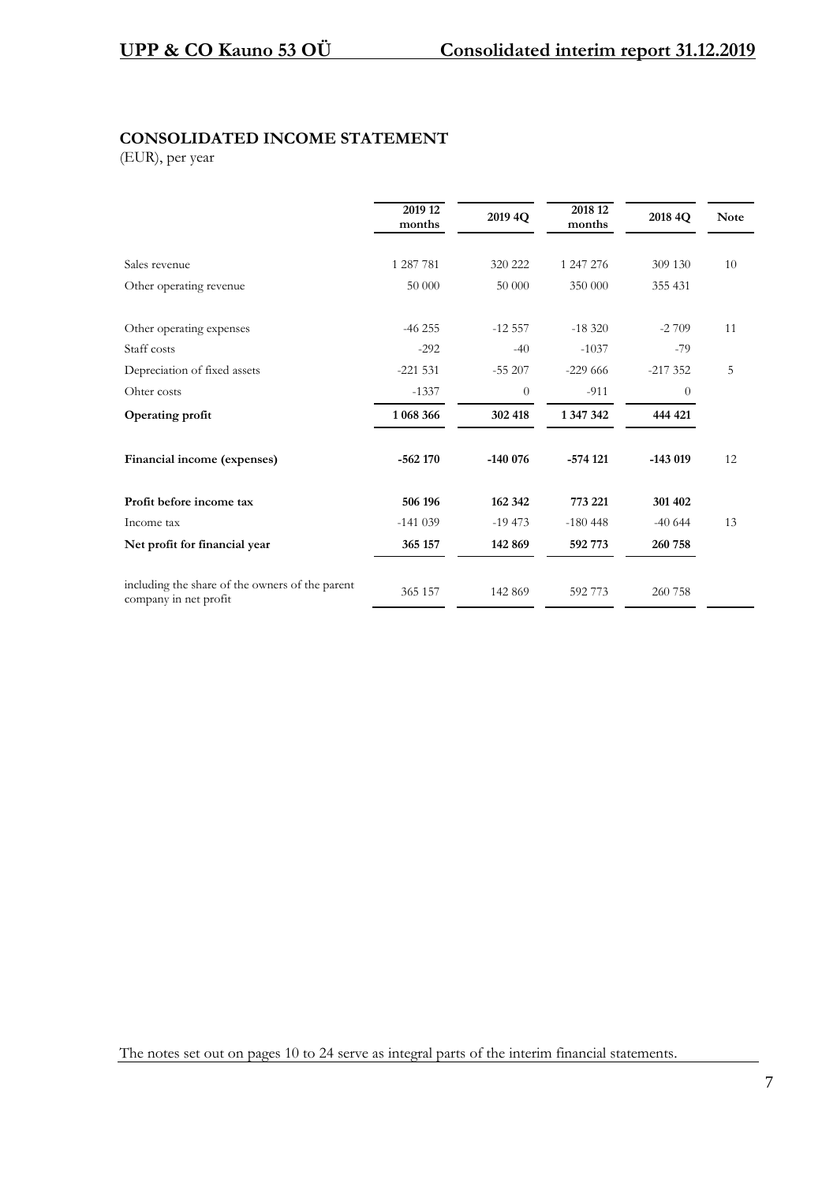## CONSOLIDATED INCOME STATEMENT

(EUR), per year

| | 2019 12 months | 2019 4Q | 2018 12 months | 2018 4Q | Note |
|---|---|---|---|---|---|
| Sales revenue | 1 287 781 | 320 222 | 1 247 276 | 309 130 | 10 |
| Other operating revenue | 50 000 | 50 000 | 350 000 | 355 431 | |
| Other operating expenses | -46 255 | -12 557 | -18 320 | -2 709 | 11 |
| Staff costs | -292 | -40 | -1037 | -79 | |
| Depreciation of fixed assets | -221 531 | -55 207 | -229 666 | -217 352 | 5 |
| Ohter costs | -1337 | 0 | -911 | 0 | |
| **Operating profit** | **1 068 366** | **302 418** | **1 347 342** | **444 421** | |
| **Financial income (expenses)** | **-562 170** | **-140 076** | **-574 121** | **-143 019** | 12 |
| **Profit before income tax** | **506 196** | **162 342** | **773 221** | **301 402** | |
| Income tax | -141 039 | -19 473 | -180 448 | -40 644 | 13 |
| **Net profit for financial year** | **365 157** | **142 869** | **592 773** | **260 758** | |
| including the share of the owners of the parent company in net profit | 365 157 | 142 869 | 592 773 | 260 758 | |

The notes set out on pages 10 to 24 serve as integral parts of the interim financial statements.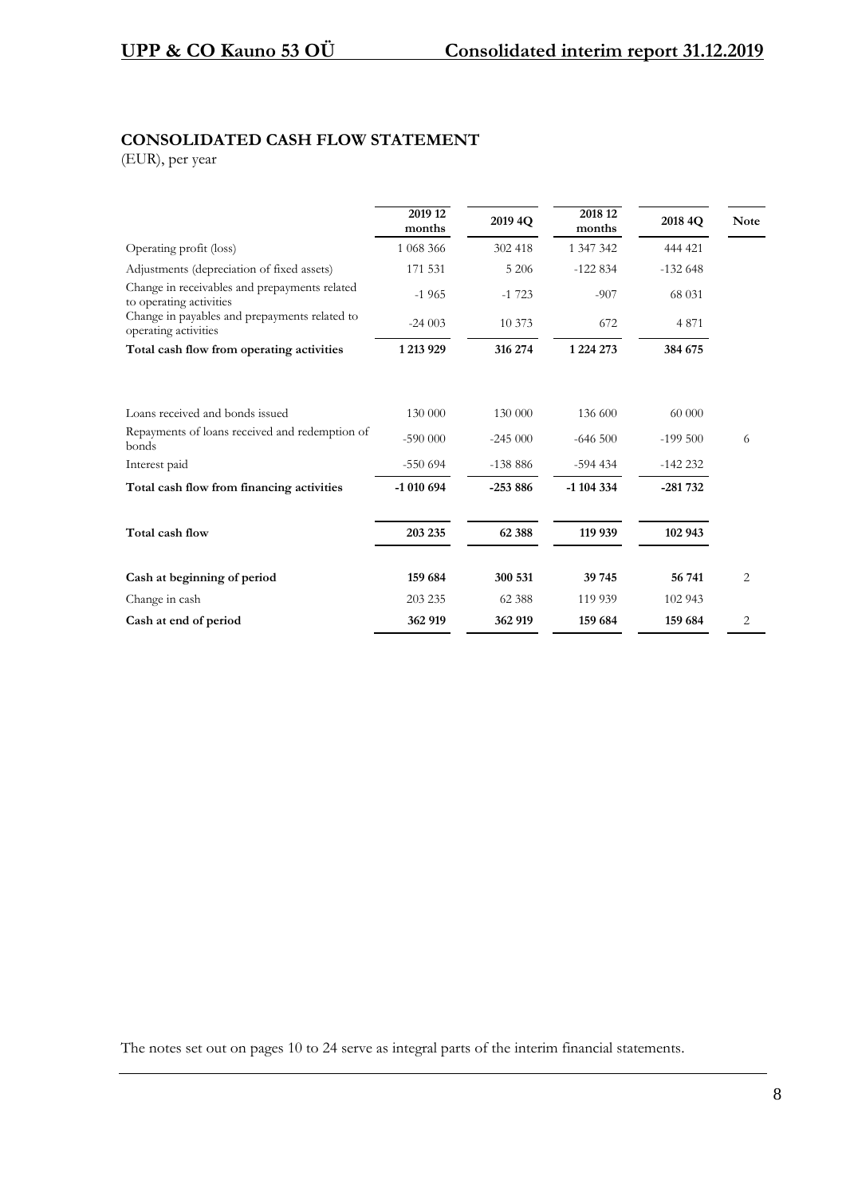## CONSOLIDATED CASH FLOW STATEMENT

(EUR), per year

| | 2019 12 months | 2019 4Q | 2018 12 months | 2018 4Q | Note |
|---|---|---|---|---|---|
| Operating profit (loss) | 1 068 366 | 302 418 | 1 347 342 | 444 421 | |
| Adjustments (depreciation of fixed assets) | 171 531 | 5 206 | -122 834 | -132 648 | |
| Change in receivables and prepayments related to operating activities | -1 965 | -1 723 | -907 | 68 031 | |
| Change in payables and prepayments related to operating activities | -24 003 | 10 373 | 672 | 4 871 | |
| **Total cash flow from operating activities** | **1 213 929** | **316 274** | **1 224 273** | **384 675** | |
| | | | | | |
| Loans received and bonds issued | 130 000 | 130 000 | 136 600 | 60 000 | |
| Repayments of loans received and redemption of bonds | -590 000 | -245 000 | -646 500 | -199 500 | 6 |
| Interest paid | -550 694 | -138 886 | -594 434 | -142 232 | |
| **Total cash flow from financing activities** | **-1 010 694** | **-253 886** | **-1 104 334** | **-281 732** | |
| | | | | | |
| **Total cash flow** | **203 235** | **62 388** | **119 939** | **102 943** | |
| | | | | | |
| **Cash at beginning of period** | **159 684** | **300 531** | **39 745** | **56 741** | 2 |
| Change in cash | 203 235 | 62 388 | 119 939 | 102 943 | |
| **Cash at end of period** | **362 919** | **362 919** | **159 684** | **159 684** | 2 |

The notes set out on pages 10 to 24 serve as integral parts of the interim financial statements.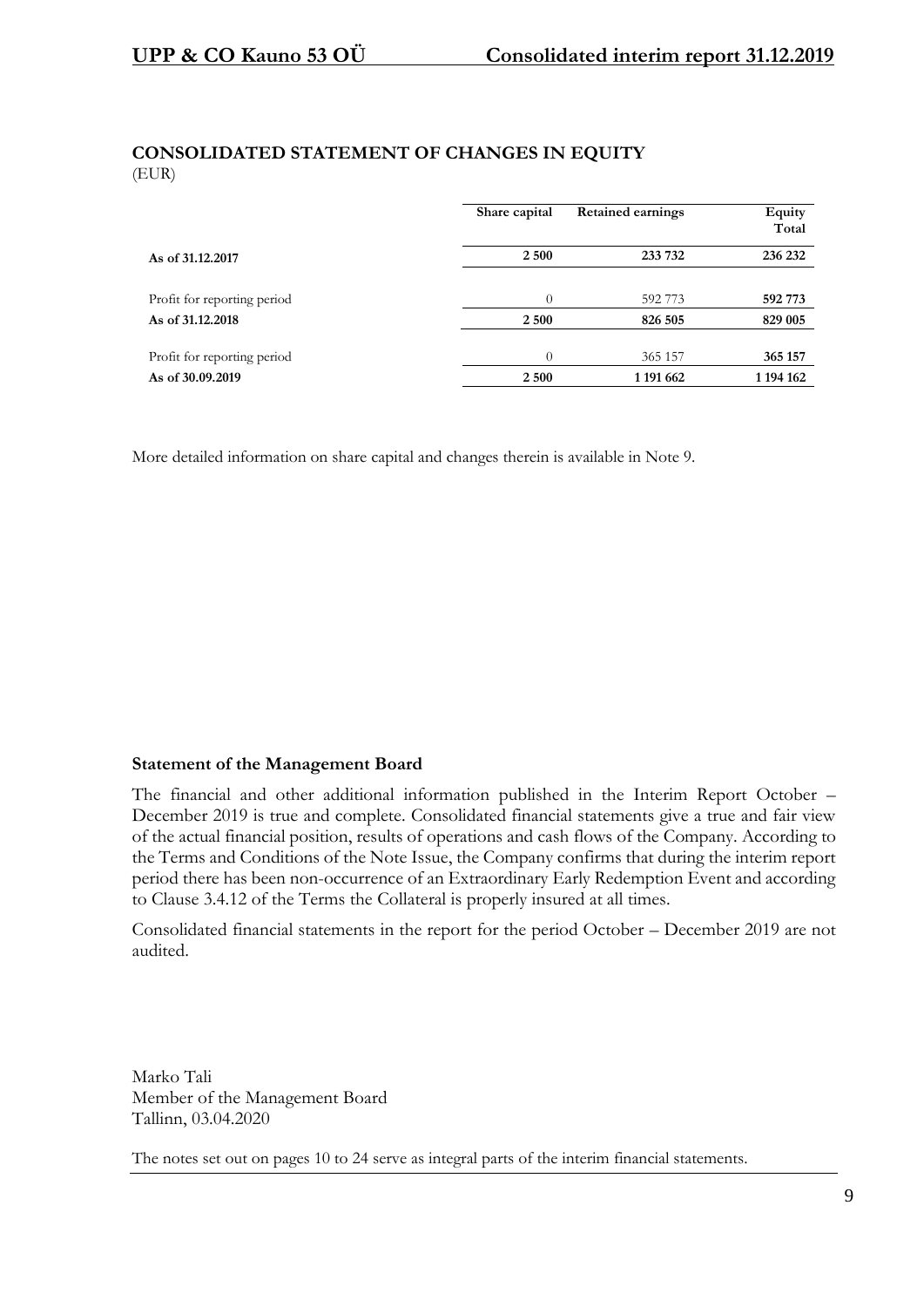## CONSOLIDATED STATEMENT OF CHANGES IN EQUITY

(EUR)

| | Share capital | Retained earnings | Equity Total |
|---|---|---|---|
| **As of 31.12.2017** | **2 500** | **233 732** | **236 232** |
| Profit for reporting period | 0 | 592 773 | **592 773** |
| **As of 31.12.2018** | **2 500** | **826 505** | **829 005** |
| Profit for reporting period | 0 | 365 157 | **365 157** |
| **As of 30.09.2019** | **2 500** | **1 191 662** | **1 194 162** |

More detailed information on share capital and changes therein is available in Note 9.

**Statement of the Management Board**

The financial and other additional information published in the Interim Report October – December 2019 is true and complete. Consolidated financial statements give a true and fair view of the actual financial position, results of operations and cash flows of the Company. According to the Terms and Conditions of the Note Issue, the Company confirms that during the interim report period there has been non-occurrence of an Extraordinary Early Redemption Event and according to Clause 3.4.12 of the Terms the Collateral is properly insured at all times.

Consolidated financial statements in the report for the period October – December 2019 are not audited.

Marko Tali
Member of the Management Board
Tallinn, 03.04.2020

The notes set out on pages 10 to 24 serve as integral parts of the interim financial statements.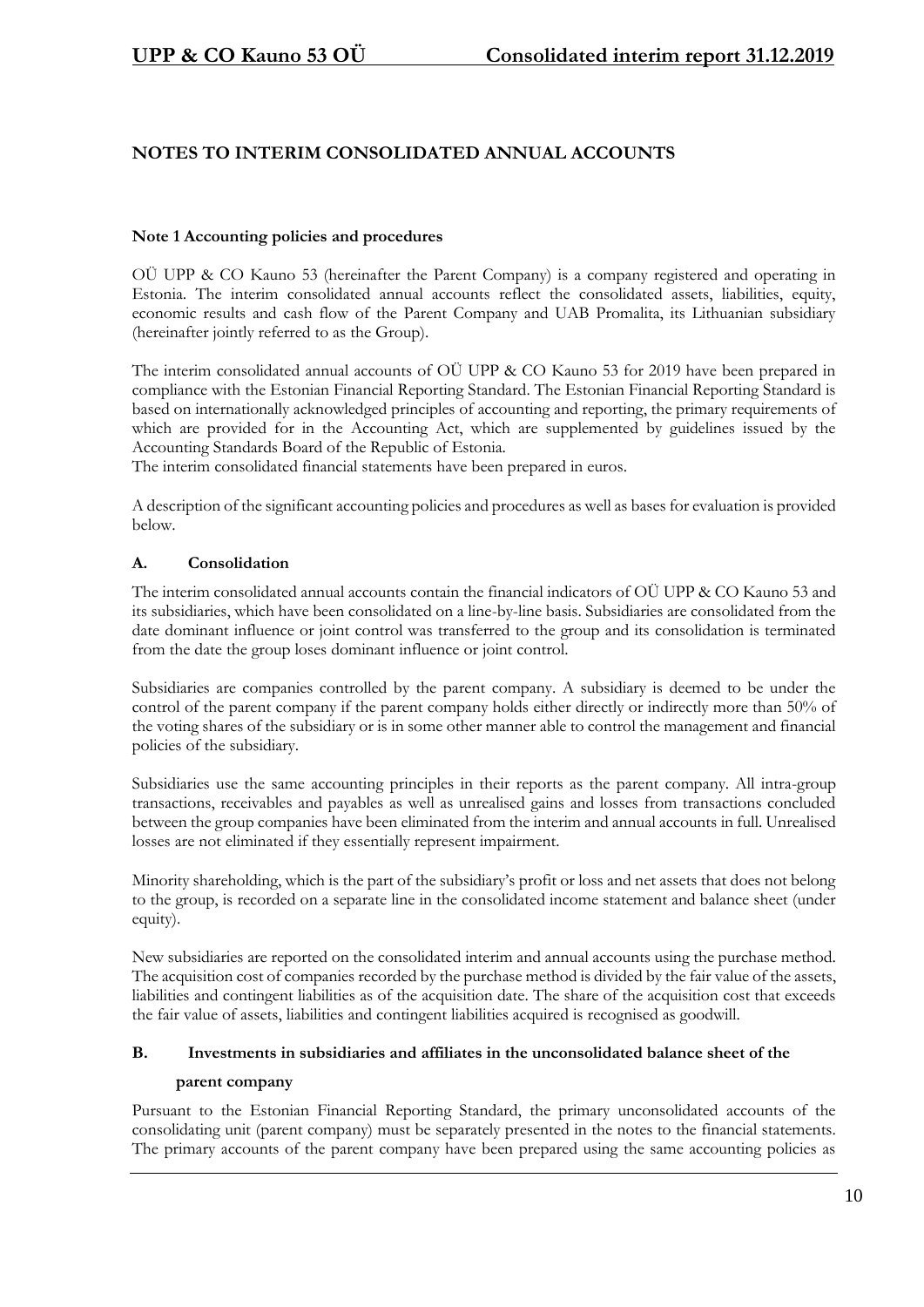# NOTES TO INTERIM CONSOLIDATED ANNUAL ACCOUNTS

## Note 1 Accounting policies and procedures

OÜ UPP & CO Kauno 53 (hereinafter the Parent Company) is a company registered and operating in Estonia. The interim consolidated annual accounts reflect the consolidated assets, liabilities, equity, economic results and cash flow of the Parent Company and UAB Promalita, its Lithuanian subsidiary (hereinafter jointly referred to as the Group).

The interim consolidated annual accounts of OÜ UPP & CO Kauno 53 for 2019 have been prepared in compliance with the Estonian Financial Reporting Standard. The Estonian Financial Reporting Standard is based on internationally acknowledged principles of accounting and reporting, the primary requirements of which are provided for in the Accounting Act, which are supplemented by guidelines issued by the Accounting Standards Board of the Republic of Estonia.
The interim consolidated financial statements have been prepared in euros.

A description of the significant accounting policies and procedures as well as bases for evaluation is provided below.

### A. Consolidation

The interim consolidated annual accounts contain the financial indicators of OÜ UPP & CO Kauno 53 and its subsidiaries, which have been consolidated on a line-by-line basis. Subsidiaries are consolidated from the date dominant influence or joint control was transferred to the group and its consolidation is terminated from the date the group loses dominant influence or joint control.

Subsidiaries are companies controlled by the parent company. A subsidiary is deemed to be under the control of the parent company if the parent company holds either directly or indirectly more than 50% of the voting shares of the subsidiary or is in some other manner able to control the management and financial policies of the subsidiary.

Subsidiaries use the same accounting principles in their reports as the parent company. All intra-group transactions, receivables and payables as well as unrealised gains and losses from transactions concluded between the group companies have been eliminated from the interim and annual accounts in full. Unrealised losses are not eliminated if they essentially represent impairment.

Minority shareholding, which is the part of the subsidiary's profit or loss and net assets that does not belong to the group, is recorded on a separate line in the consolidated income statement and balance sheet (under equity).

New subsidiaries are reported on the consolidated interim and annual accounts using the purchase method. The acquisition cost of companies recorded by the purchase method is divided by the fair value of the assets, liabilities and contingent liabilities as of the acquisition date. The share of the acquisition cost that exceeds the fair value of assets, liabilities and contingent liabilities acquired is recognised as goodwill.

### B. Investments in subsidiaries and affiliates in the unconsolidated balance sheet of the parent company

Pursuant to the Estonian Financial Reporting Standard, the primary unconsolidated accounts of the consolidating unit (parent company) must be separately presented in the notes to the financial statements. The primary accounts of the parent company have been prepared using the same accounting policies as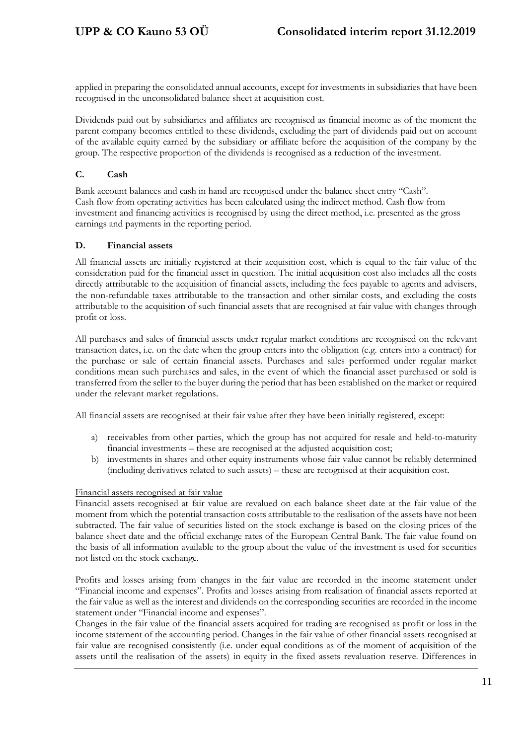applied in preparing the consolidated annual accounts, except for investments in subsidiaries that have been recognised in the unconsolidated balance sheet at acquisition cost.

Dividends paid out by subsidiaries and affiliates are recognised as financial income as of the moment the parent company becomes entitled to these dividends, excluding the part of dividends paid out on account of the available equity earned by the subsidiary or affiliate before the acquisition of the company by the group. The respective proportion of the dividends is recognised as a reduction of the investment.

### C. Cash

Bank account balances and cash in hand are recognised under the balance sheet entry "Cash".
Cash flow from operating activities has been calculated using the indirect method. Cash flow from investment and financing activities is recognised by using the direct method, i.e. presented as the gross earnings and payments in the reporting period.

### D. Financial assets

All financial assets are initially registered at their acquisition cost, which is equal to the fair value of the consideration paid for the financial asset in question. The initial acquisition cost also includes all the costs directly attributable to the acquisition of financial assets, including the fees payable to agents and advisers, the non-refundable taxes attributable to the transaction and other similar costs, and excluding the costs attributable to the acquisition of such financial assets that are recognised at fair value with changes through profit or loss.

All purchases and sales of financial assets under regular market conditions are recognised on the relevant transaction dates, i.e. on the date when the group enters into the obligation (e.g. enters into a contract) for the purchase or sale of certain financial assets. Purchases and sales performed under regular market conditions mean such purchases and sales, in the event of which the financial asset purchased or sold is transferred from the seller to the buyer during the period that has been established on the market or required under the relevant market regulations.

All financial assets are recognised at their fair value after they have been initially registered, except:

a) receivables from other parties, which the group has not acquired for resale and held-to-maturity financial investments – these are recognised at the adjusted acquisition cost;
b) investments in shares and other equity instruments whose fair value cannot be reliably determined (including derivatives related to such assets) – these are recognised at their acquisition cost.

Financial assets recognised at fair value

Financial assets recognised at fair value are revalued on each balance sheet date at the fair value of the moment from which the potential transaction costs attributable to the realisation of the assets have not been subtracted. The fair value of securities listed on the stock exchange is based on the closing prices of the balance sheet date and the official exchange rates of the European Central Bank. The fair value found on the basis of all information available to the group about the value of the investment is used for securities not listed on the stock exchange.

Profits and losses arising from changes in the fair value are recorded in the income statement under "Financial income and expenses". Profits and losses arising from realisation of financial assets reported at the fair value as well as the interest and dividends on the corresponding securities are recorded in the income statement under "Financial income and expenses".
Changes in the fair value of the financial assets acquired for trading are recognised as profit or loss in the income statement of the accounting period. Changes in the fair value of other financial assets recognised at fair value are recognised consistently (i.e. under equal conditions as of the moment of acquisition of the assets until the realisation of the assets) in equity in the fixed assets revaluation reserve. Differences in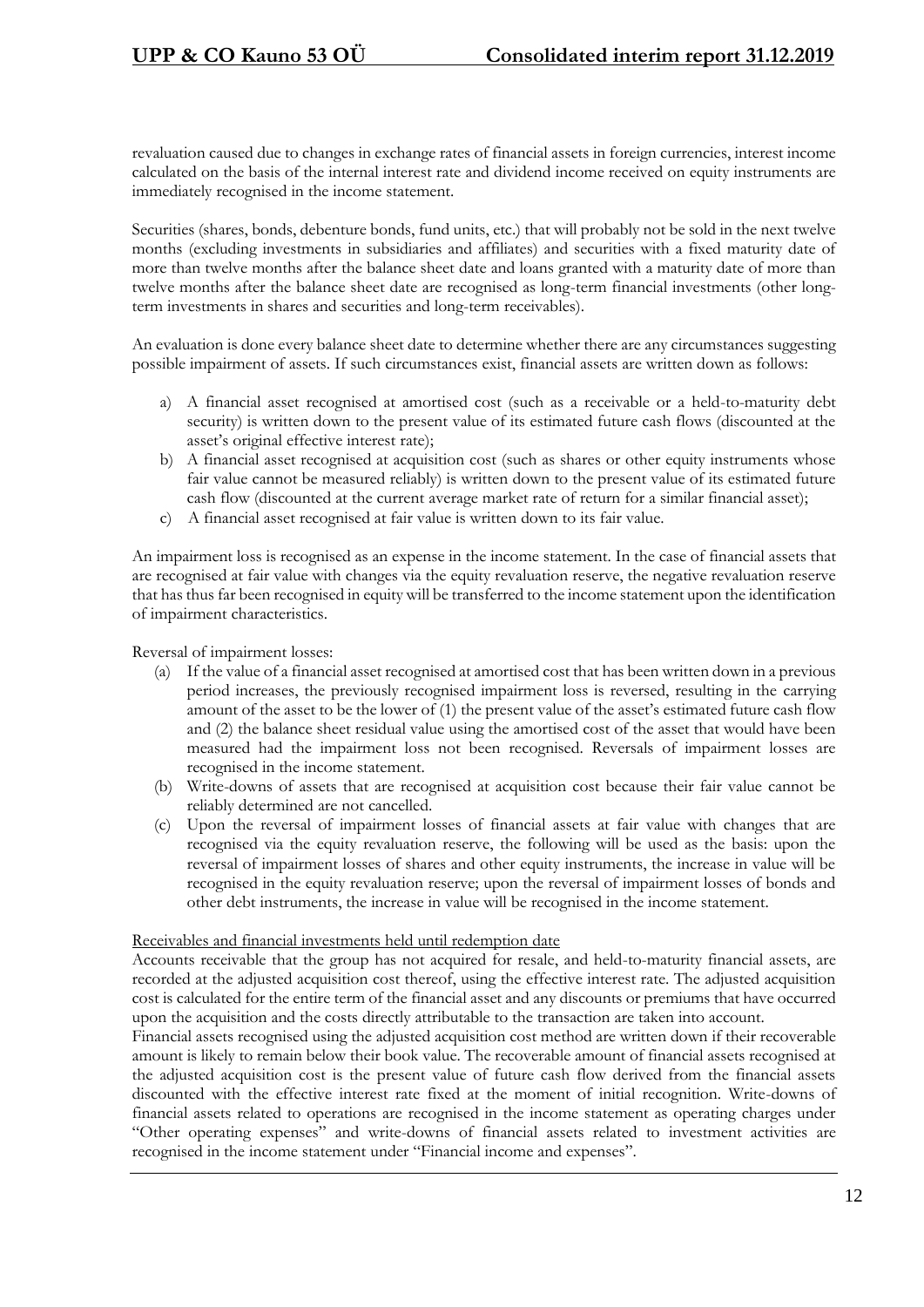revaluation caused due to changes in exchange rates of financial assets in foreign currencies, interest income calculated on the basis of the internal interest rate and dividend income received on equity instruments are immediately recognised in the income statement.

Securities (shares, bonds, debenture bonds, fund units, etc.) that will probably not be sold in the next twelve months (excluding investments in subsidiaries and affiliates) and securities with a fixed maturity date of more than twelve months after the balance sheet date and loans granted with a maturity date of more than twelve months after the balance sheet date are recognised as long-term financial investments (other long-term investments in shares and securities and long-term receivables).

An evaluation is done every balance sheet date to determine whether there are any circumstances suggesting possible impairment of assets. If such circumstances exist, financial assets are written down as follows:

a) A financial asset recognised at amortised cost (such as a receivable or a held-to-maturity debt security) is written down to the present value of its estimated future cash flows (discounted at the asset's original effective interest rate);
b) A financial asset recognised at acquisition cost (such as shares or other equity instruments whose fair value cannot be measured reliably) is written down to the present value of its estimated future cash flow (discounted at the current average market rate of return for a similar financial asset);
c) A financial asset recognised at fair value is written down to its fair value.

An impairment loss is recognised as an expense in the income statement. In the case of financial assets that are recognised at fair value with changes via the equity revaluation reserve, the negative revaluation reserve that has thus far been recognised in equity will be transferred to the income statement upon the identification of impairment characteristics.

Reversal of impairment losses:

(a) If the value of a financial asset recognised at amortised cost that has been written down in a previous period increases, the previously recognised impairment loss is reversed, resulting in the carrying amount of the asset to be the lower of (1) the present value of the asset's estimated future cash flow and (2) the balance sheet residual value using the amortised cost of the asset that would have been measured had the impairment loss not been recognised. Reversals of impairment losses are recognised in the income statement.
(b) Write-downs of assets that are recognised at acquisition cost because their fair value cannot be reliably determined are not cancelled.
(c) Upon the reversal of impairment losses of financial assets at fair value with changes that are recognised via the equity revaluation reserve, the following will be used as the basis: upon the reversal of impairment losses of shares and other equity instruments, the increase in value will be recognised in the equity revaluation reserve; upon the reversal of impairment losses of bonds and other debt instruments, the increase in value will be recognised in the income statement.

Receivables and financial investments held until redemption date

Accounts receivable that the group has not acquired for resale, and held-to-maturity financial assets, are recorded at the adjusted acquisition cost thereof, using the effective interest rate. The adjusted acquisition cost is calculated for the entire term of the financial asset and any discounts or premiums that have occurred upon the acquisition and the costs directly attributable to the transaction are taken into account.

Financial assets recognised using the adjusted acquisition cost method are written down if their recoverable amount is likely to remain below their book value. The recoverable amount of financial assets recognised at the adjusted acquisition cost is the present value of future cash flow derived from the financial assets discounted with the effective interest rate fixed at the moment of initial recognition. Write-downs of financial assets related to operations are recognised in the income statement as operating charges under "Other operating expenses" and write-downs of financial assets related to investment activities are recognised in the income statement under "Financial income and expenses".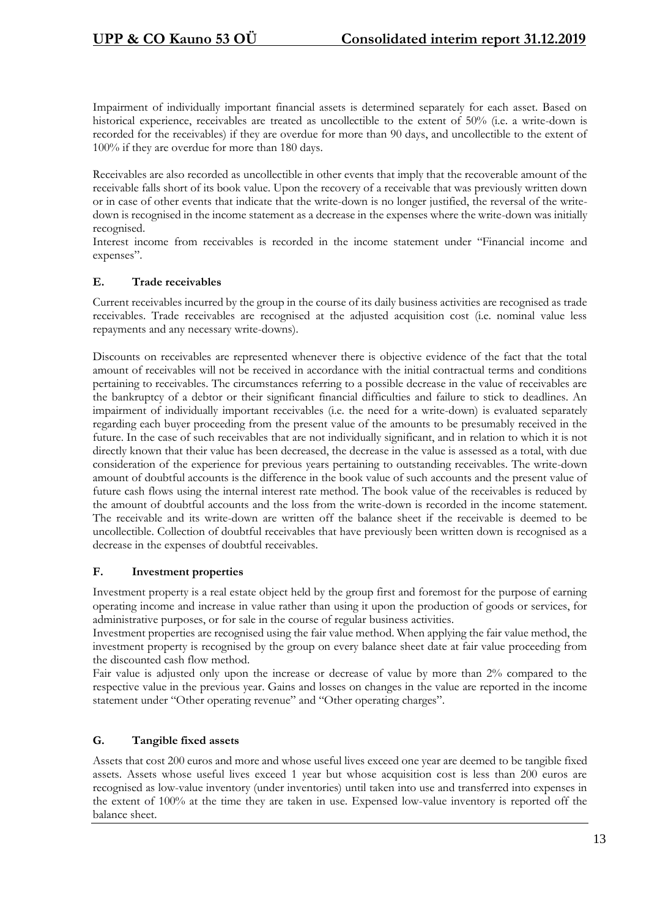Impairment of individually important financial assets is determined separately for each asset. Based on historical experience, receivables are treated as uncollectible to the extent of 50% (i.e. a write-down is recorded for the receivables) if they are overdue for more than 90 days, and uncollectible to the extent of 100% if they are overdue for more than 180 days.

Receivables are also recorded as uncollectible in other events that imply that the recoverable amount of the receivable falls short of its book value. Upon the recovery of a receivable that was previously written down or in case of other events that indicate that the write-down is no longer justified, the reversal of the write-down is recognised in the income statement as a decrease in the expenses where the write-down was initially recognised.
Interest income from receivables is recorded in the income statement under "Financial income and expenses".

### E. Trade receivables

Current receivables incurred by the group in the course of its daily business activities are recognised as trade receivables. Trade receivables are recognised at the adjusted acquisition cost (i.e. nominal value less repayments and any necessary write-downs).

Discounts on receivables are represented whenever there is objective evidence of the fact that the total amount of receivables will not be received in accordance with the initial contractual terms and conditions pertaining to receivables. The circumstances referring to a possible decrease in the value of receivables are the bankruptcy of a debtor or their significant financial difficulties and failure to stick to deadlines. An impairment of individually important receivables (i.e. the need for a write-down) is evaluated separately regarding each buyer proceeding from the present value of the amounts to be presumably received in the future. In the case of such receivables that are not individually significant, and in relation to which it is not directly known that their value has been decreased, the decrease in the value is assessed as a total, with due consideration of the experience for previous years pertaining to outstanding receivables. The write-down amount of doubtful accounts is the difference in the book value of such accounts and the present value of future cash flows using the internal interest rate method. The book value of the receivables is reduced by the amount of doubtful accounts and the loss from the write-down is recorded in the income statement. The receivable and its write-down are written off the balance sheet if the receivable is deemed to be uncollectible. Collection of doubtful receivables that have previously been written down is recognised as a decrease in the expenses of doubtful receivables.

### F. Investment properties

Investment property is a real estate object held by the group first and foremost for the purpose of earning operating income and increase in value rather than using it upon the production of goods or services, for administrative purposes, or for sale in the course of regular business activities.
Investment properties are recognised using the fair value method. When applying the fair value method, the investment property is recognised by the group on every balance sheet date at fair value proceeding from the discounted cash flow method.
Fair value is adjusted only upon the increase or decrease of value by more than 2% compared to the respective value in the previous year. Gains and losses on changes in the value are reported in the income statement under "Other operating revenue" and "Other operating charges".

### G. Tangible fixed assets

Assets that cost 200 euros and more and whose useful lives exceed one year are deemed to be tangible fixed assets. Assets whose useful lives exceed 1 year but whose acquisition cost is less than 200 euros are recognised as low-value inventory (under inventories) until taken into use and transferred into expenses in the extent of 100% at the time they are taken in use. Expensed low-value inventory is reported off the balance sheet.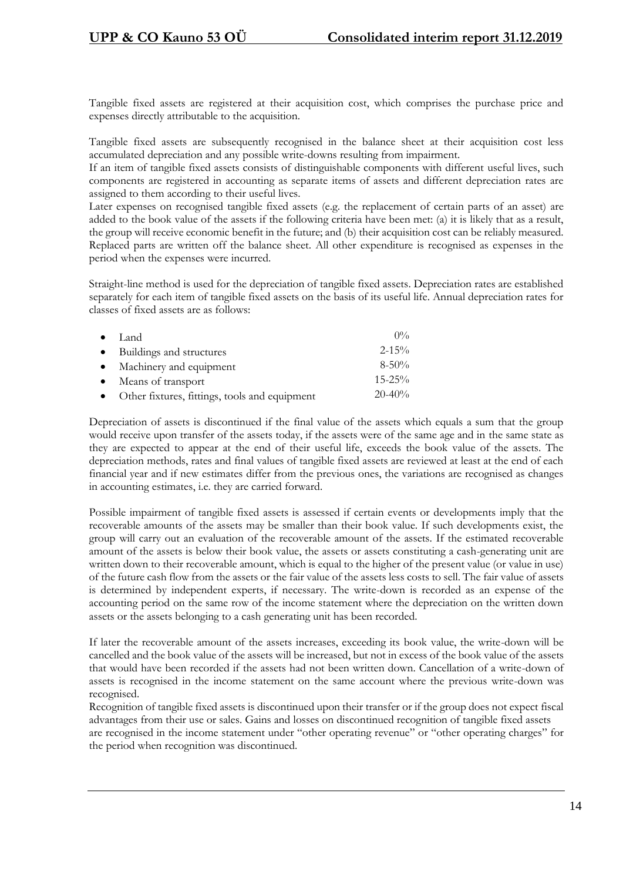Tangible fixed assets are registered at their acquisition cost, which comprises the purchase price and expenses directly attributable to the acquisition.

Tangible fixed assets are subsequently recognised in the balance sheet at their acquisition cost less accumulated depreciation and any possible write-downs resulting from impairment.
If an item of tangible fixed assets consists of distinguishable components with different useful lives, such components are registered in accounting as separate items of assets and different depreciation rates are assigned to them according to their useful lives.
Later expenses on recognised tangible fixed assets (e.g. the replacement of certain parts of an asset) are added to the book value of the assets if the following criteria have been met: (a) it is likely that as a result, the group will receive economic benefit in the future; and (b) their acquisition cost can be reliably measured. Replaced parts are written off the balance sheet. All other expenditure is recognised as expenses in the period when the expenses were incurred.

Straight-line method is used for the depreciation of tangible fixed assets. Depreciation rates are established separately for each item of tangible fixed assets on the basis of its useful life. Annual depreciation rates for classes of fixed assets are as follows:

| | |
|---|---|
| • Land | 0% |
| • Buildings and structures | 2-15% |
| • Machinery and equipment | 8-50% |
| • Means of transport | 15-25% |
| • Other fixtures, fittings, tools and equipment | 20-40% |

Depreciation of assets is discontinued if the final value of the assets which equals a sum that the group would receive upon transfer of the assets today, if the assets were of the same age and in the same state as they are expected to appear at the end of their useful life, exceeds the book value of the assets. The depreciation methods, rates and final values of tangible fixed assets are reviewed at least at the end of each financial year and if new estimates differ from the previous ones, the variations are recognised as changes in accounting estimates, i.e. they are carried forward.

Possible impairment of tangible fixed assets is assessed if certain events or developments imply that the recoverable amounts of the assets may be smaller than their book value. If such developments exist, the group will carry out an evaluation of the recoverable amount of the assets. If the estimated recoverable amount of the assets is below their book value, the assets or assets constituting a cash-generating unit are written down to their recoverable amount, which is equal to the higher of the present value (or value in use) of the future cash flow from the assets or the fair value of the assets less costs to sell. The fair value of assets is determined by independent experts, if necessary. The write-down is recorded as an expense of the accounting period on the same row of the income statement where the depreciation on the written down assets or the assets belonging to a cash generating unit has been recorded.

If later the recoverable amount of the assets increases, exceeding its book value, the write-down will be cancelled and the book value of the assets will be increased, but not in excess of the book value of the assets that would have been recorded if the assets had not been written down. Cancellation of a write-down of assets is recognised in the income statement on the same account where the previous write-down was recognised.
Recognition of tangible fixed assets is discontinued upon their transfer or if the group does not expect fiscal advantages from their use or sales. Gains and losses on discontinued recognition of tangible fixed assets are recognised in the income statement under "other operating revenue" or "other operating charges" for the period when recognition was discontinued.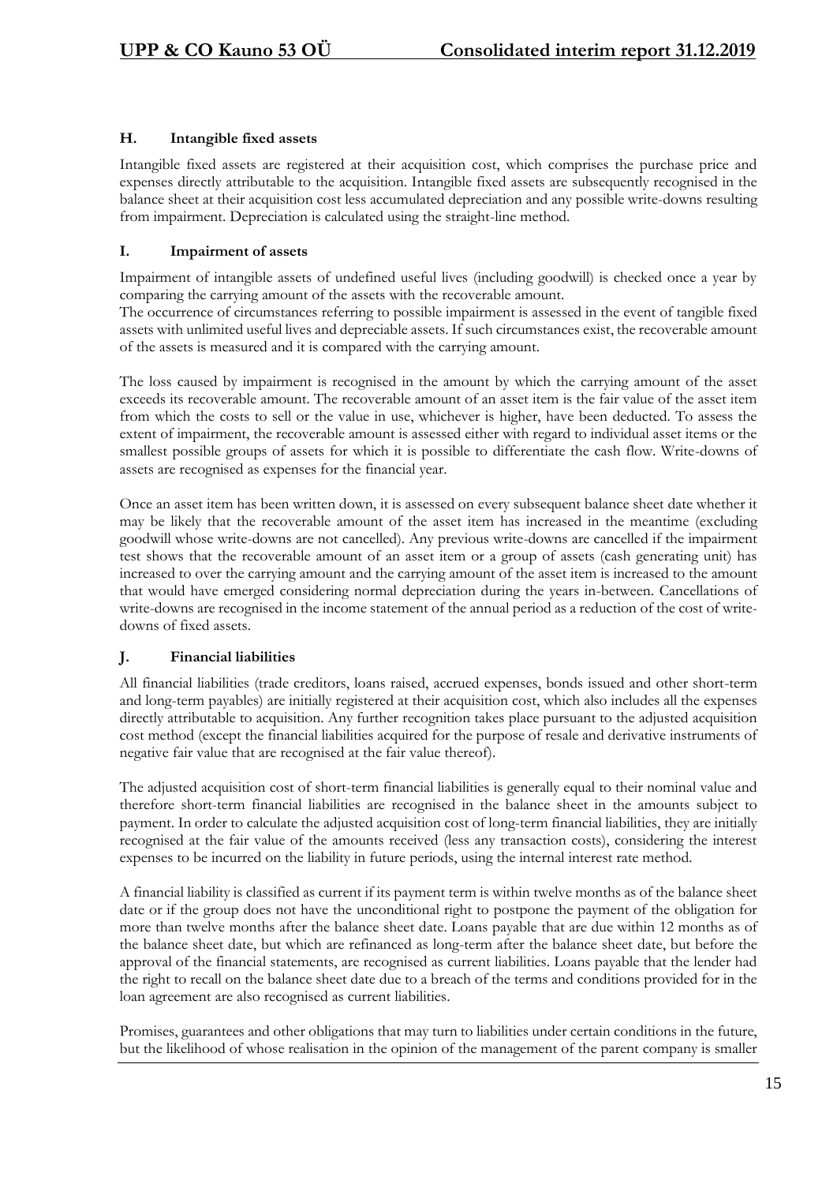### H. Intangible fixed assets

Intangible fixed assets are registered at their acquisition cost, which comprises the purchase price and expenses directly attributable to the acquisition. Intangible fixed assets are subsequently recognised in the balance sheet at their acquisition cost less accumulated depreciation and any possible write-downs resulting from impairment. Depreciation is calculated using the straight-line method.

### I. Impairment of assets

Impairment of intangible assets of undefined useful lives (including goodwill) is checked once a year by comparing the carrying amount of the assets with the recoverable amount.
The occurrence of circumstances referring to possible impairment is assessed in the event of tangible fixed assets with unlimited useful lives and depreciable assets. If such circumstances exist, the recoverable amount of the assets is measured and it is compared with the carrying amount.

The loss caused by impairment is recognised in the amount by which the carrying amount of the asset exceeds its recoverable amount. The recoverable amount of an asset item is the fair value of the asset item from which the costs to sell or the value in use, whichever is higher, have been deducted. To assess the extent of impairment, the recoverable amount is assessed either with regard to individual asset items or the smallest possible groups of assets for which it is possible to differentiate the cash flow. Write-downs of assets are recognised as expenses for the financial year.

Once an asset item has been written down, it is assessed on every subsequent balance sheet date whether it may be likely that the recoverable amount of the asset item has increased in the meantime (excluding goodwill whose write-downs are not cancelled). Any previous write-downs are cancelled if the impairment test shows that the recoverable amount of an asset item or a group of assets (cash generating unit) has increased to over the carrying amount and the carrying amount of the asset item is increased to the amount that would have emerged considering normal depreciation during the years in-between. Cancellations of write-downs are recognised in the income statement of the annual period as a reduction of the cost of write-downs of fixed assets.

### J. Financial liabilities

All financial liabilities (trade creditors, loans raised, accrued expenses, bonds issued and other short-term and long-term payables) are initially registered at their acquisition cost, which also includes all the expenses directly attributable to acquisition. Any further recognition takes place pursuant to the adjusted acquisition cost method (except the financial liabilities acquired for the purpose of resale and derivative instruments of negative fair value that are recognised at the fair value thereof).

The adjusted acquisition cost of short-term financial liabilities is generally equal to their nominal value and therefore short-term financial liabilities are recognised in the balance sheet in the amounts subject to payment. In order to calculate the adjusted acquisition cost of long-term financial liabilities, they are initially recognised at the fair value of the amounts received (less any transaction costs), considering the interest expenses to be incurred on the liability in future periods, using the internal interest rate method.

A financial liability is classified as current if its payment term is within twelve months as of the balance sheet date or if the group does not have the unconditional right to postpone the payment of the obligation for more than twelve months after the balance sheet date. Loans payable that are due within 12 months as of the balance sheet date, but which are refinanced as long-term after the balance sheet date, but before the approval of the financial statements, are recognised as current liabilities. Loans payable that the lender had the right to recall on the balance sheet date due to a breach of the terms and conditions provided for in the loan agreement are also recognised as current liabilities.

Promises, guarantees and other obligations that may turn to liabilities under certain conditions in the future, but the likelihood of whose realisation in the opinion of the management of the parent company is smaller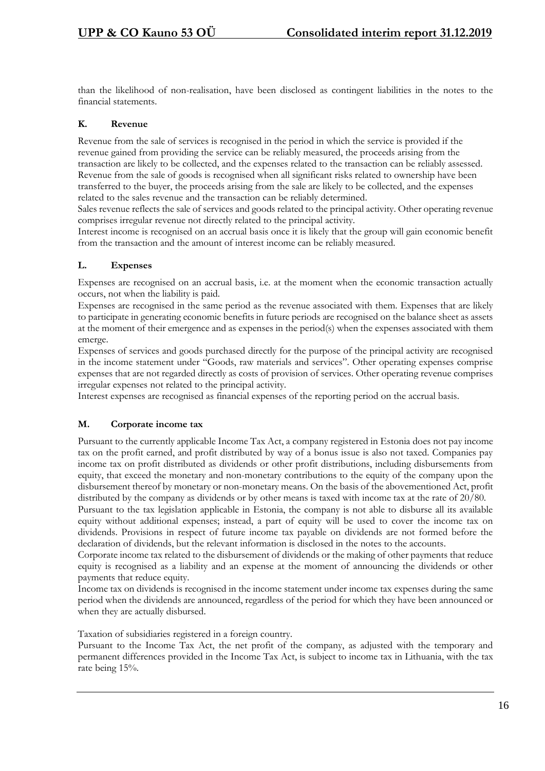than the likelihood of non-realisation, have been disclosed as contingent liabilities in the notes to the financial statements.

### K. Revenue

Revenue from the sale of services is recognised in the period in which the service is provided if the revenue gained from providing the service can be reliably measured, the proceeds arising from the transaction are likely to be collected, and the expenses related to the transaction can be reliably assessed. Revenue from the sale of goods is recognised when all significant risks related to ownership have been transferred to the buyer, the proceeds arising from the sale are likely to be collected, and the expenses related to the sales revenue and the transaction can be reliably determined.
Sales revenue reflects the sale of services and goods related to the principal activity. Other operating revenue comprises irregular revenue not directly related to the principal activity.
Interest income is recognised on an accrual basis once it is likely that the group will gain economic benefit from the transaction and the amount of interest income can be reliably measured.

### L. Expenses

Expenses are recognised on an accrual basis, i.e. at the moment when the economic transaction actually occurs, not when the liability is paid.
Expenses are recognised in the same period as the revenue associated with them. Expenses that are likely to participate in generating economic benefits in future periods are recognised on the balance sheet as assets at the moment of their emergence and as expenses in the period(s) when the expenses associated with them emerge.
Expenses of services and goods purchased directly for the purpose of the principal activity are recognised in the income statement under "Goods, raw materials and services". Other operating expenses comprise expenses that are not regarded directly as costs of provision of services. Other operating revenue comprises irregular expenses not related to the principal activity.
Interest expenses are recognised as financial expenses of the reporting period on the accrual basis.

### M. Corporate income tax

Pursuant to the currently applicable Income Tax Act, a company registered in Estonia does not pay income tax on the profit earned, and profit distributed by way of a bonus issue is also not taxed. Companies pay income tax on profit distributed as dividends or other profit distributions, including disbursements from equity, that exceed the monetary and non-monetary contributions to the equity of the company upon the disbursement thereof by monetary or non-monetary means. On the basis of the abovementioned Act, profit distributed by the company as dividends or by other means is taxed with income tax at the rate of 20/80.
Pursuant to the tax legislation applicable in Estonia, the company is not able to disburse all its available equity without additional expenses; instead, a part of equity will be used to cover the income tax on dividends. Provisions in respect of future income tax payable on dividends are not formed before the declaration of dividends, but the relevant information is disclosed in the notes to the accounts.
Corporate income tax related to the disbursement of dividends or the making of other payments that reduce equity is recognised as a liability and an expense at the moment of announcing the dividends or other payments that reduce equity.
Income tax on dividends is recognised in the income statement under income tax expenses during the same period when the dividends are announced, regardless of the period for which they have been announced or when they are actually disbursed.

Taxation of subsidiaries registered in a foreign country.
Pursuant to the Income Tax Act, the net profit of the company, as adjusted with the temporary and permanent differences provided in the Income Tax Act, is subject to income tax in Lithuania, with the tax rate being 15%.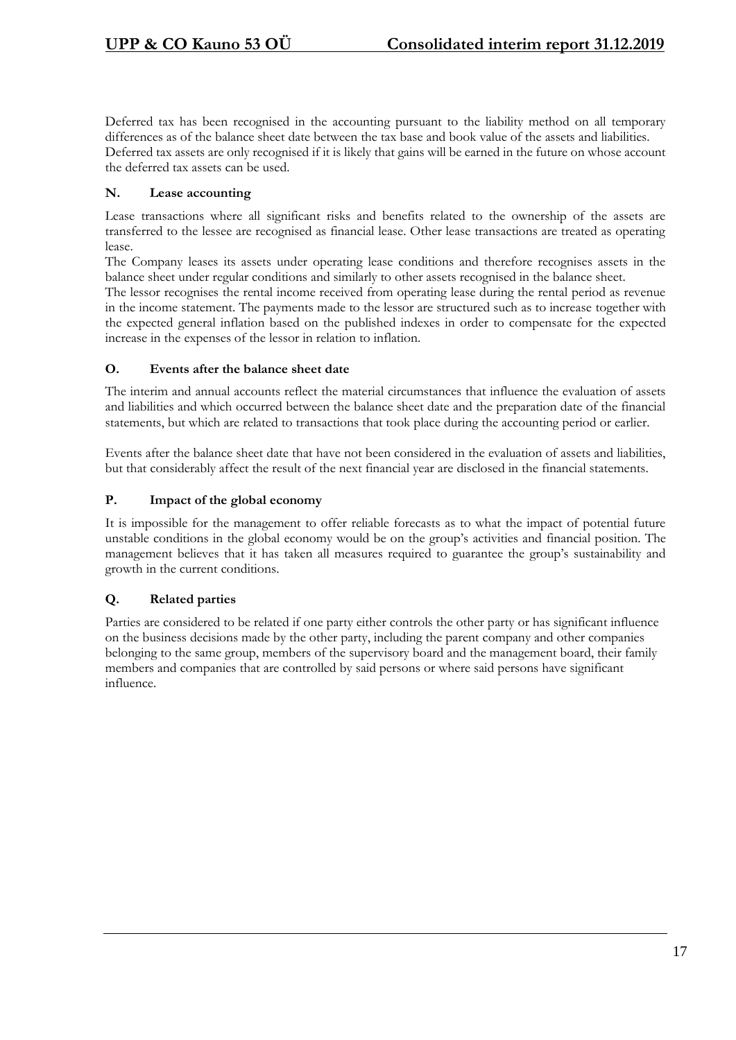Deferred tax has been recognised in the accounting pursuant to the liability method on all temporary differences as of the balance sheet date between the tax base and book value of the assets and liabilities. Deferred tax assets are only recognised if it is likely that gains will be earned in the future on whose account the deferred tax assets can be used.

### N. Lease accounting

Lease transactions where all significant risks and benefits related to the ownership of the assets are transferred to the lessee are recognised as financial lease. Other lease transactions are treated as operating lease.

The Company leases its assets under operating lease conditions and therefore recognises assets in the balance sheet under regular conditions and similarly to other assets recognised in the balance sheet.

The lessor recognises the rental income received from operating lease during the rental period as revenue in the income statement. The payments made to the lessor are structured such as to increase together with the expected general inflation based on the published indexes in order to compensate for the expected increase in the expenses of the lessor in relation to inflation.

### O. Events after the balance sheet date

The interim and annual accounts reflect the material circumstances that influence the evaluation of assets and liabilities and which occurred between the balance sheet date and the preparation date of the financial statements, but which are related to transactions that took place during the accounting period or earlier.

Events after the balance sheet date that have not been considered in the evaluation of assets and liabilities, but that considerably affect the result of the next financial year are disclosed in the financial statements.

### P. Impact of the global economy

It is impossible for the management to offer reliable forecasts as to what the impact of potential future unstable conditions in the global economy would be on the group's activities and financial position. The management believes that it has taken all measures required to guarantee the group's sustainability and growth in the current conditions.

### Q. Related parties

Parties are considered to be related if one party either controls the other party or has significant influence on the business decisions made by the other party, including the parent company and other companies belonging to the same group, members of the supervisory board and the management board, their family members and companies that are controlled by said persons or where said persons have significant influence.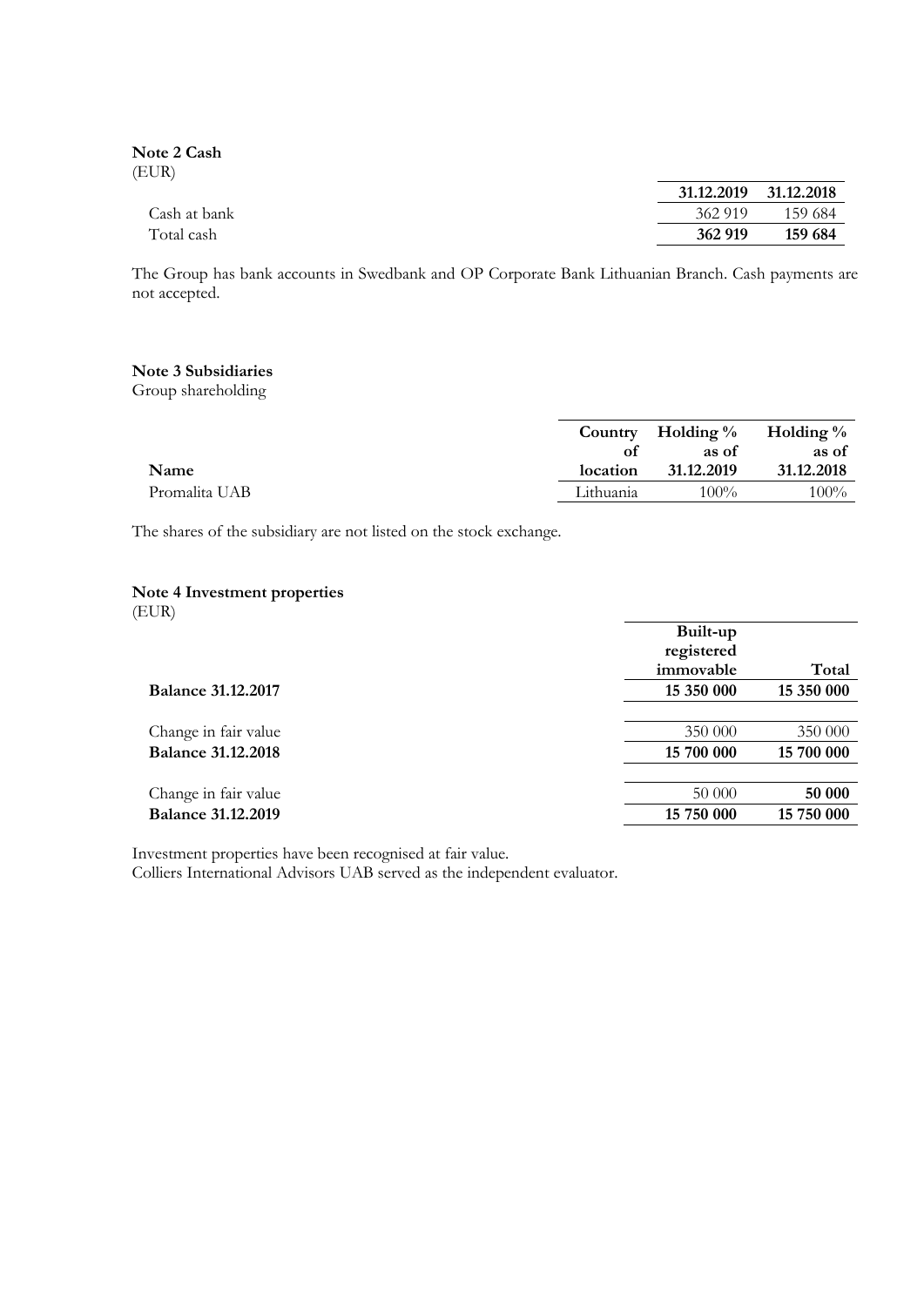**Note 2 Cash**
(EUR)

| | 31.12.2019 | 31.12.2018 |
|---|---|---|
| Cash at bank | 362 919 | 159 684 |
| Total cash | **362 919** | **159 684** |

The Group has bank accounts in Swedbank and OP Corporate Bank Lithuanian Branch. Cash payments are not accepted.

**Note 3 Subsidiaries**
Group shareholding

| Name | Country of location | Holding % as of 31.12.2019 | Holding % as of 31.12.2018 |
|---|---|---|---|
| Promalita UAB | Lithuania | 100% | 100% |

The shares of the subsidiary are not listed on the stock exchange.

**Note 4 Investment properties**
(EUR)

| | Built-up registered immovable | Total |
|---|---|---|
| **Balance 31.12.2017** | **15 350 000** | **15 350 000** |
| Change in fair value | 350 000 | 350 000 |
| **Balance 31.12.2018** | **15 700 000** | **15 700 000** |
| Change in fair value | 50 000 | **50 000** |
| **Balance 31.12.2019** | **15 750 000** | **15 750 000** |

Investment properties have been recognised at fair value.
Colliers International Advisors UAB served as the independent evaluator.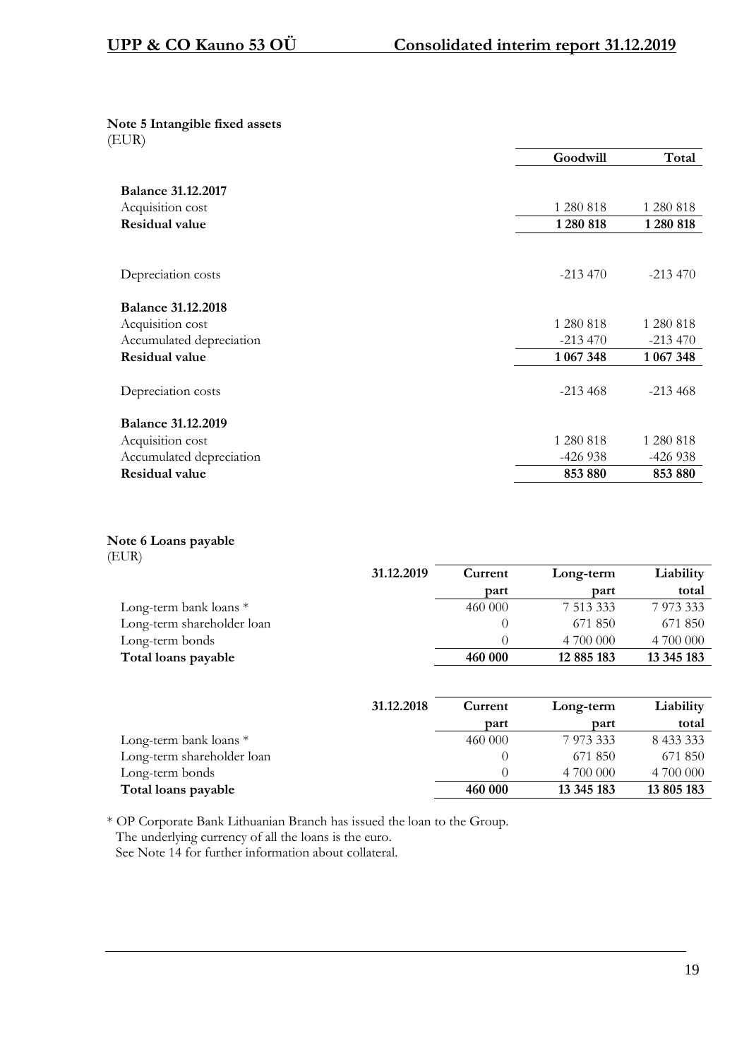### Note 5 Intangible fixed assets

(EUR)

| | Goodwill | Total |
|---|---|---|
| **Balance 31.12.2017** | | |
| Acquisition cost | 1 280 818 | 1 280 818 |
| **Residual value** | **1 280 818** | **1 280 818** |
| | | |
| Depreciation costs | -213 470 | -213 470 |
| | | |
| **Balance 31.12.2018** | | |
| Acquisition cost | 1 280 818 | 1 280 818 |
| Accumulated depreciation | -213 470 | -213 470 |
| **Residual value** | **1 067 348** | **1 067 348** |
| | | |
| Depreciation costs | -213 468 | -213 468 |
| | | |
| **Balance 31.12.2019** | | |
| Acquisition cost | 1 280 818 | 1 280 818 |
| Accumulated depreciation | -426 938 | -426 938 |
| **Residual value** | **853 880** | **853 880** |

### Note 6 Loans payable

(EUR)

| 31.12.2019 | Current part | Long-term part | Liability total |
|---|---|---|---|
| Long-term bank loans * | 460 000 | 7 513 333 | 7 973 333 |
| Long-term shareholder loan | 0 | 671 850 | 671 850 |
| Long-term bonds | 0 | 4 700 000 | 4 700 000 |
| **Total loans payable** | **460 000** | **12 885 183** | **13 345 183** |

| 31.12.2018 | Current part | Long-term part | Liability total |
|---|---|---|---|
| Long-term bank loans * | 460 000 | 7 973 333 | 8 433 333 |
| Long-term shareholder loan | 0 | 671 850 | 671 850 |
| Long-term bonds | 0 | 4 700 000 | 4 700 000 |
| **Total loans payable** | **460 000** | **13 345 183** | **13 805 183** |

* OP Corporate Bank Lithuanian Branch has issued the loan to the Group.
The underlying currency of all the loans is the euro.
See Note 14 for further information about collateral.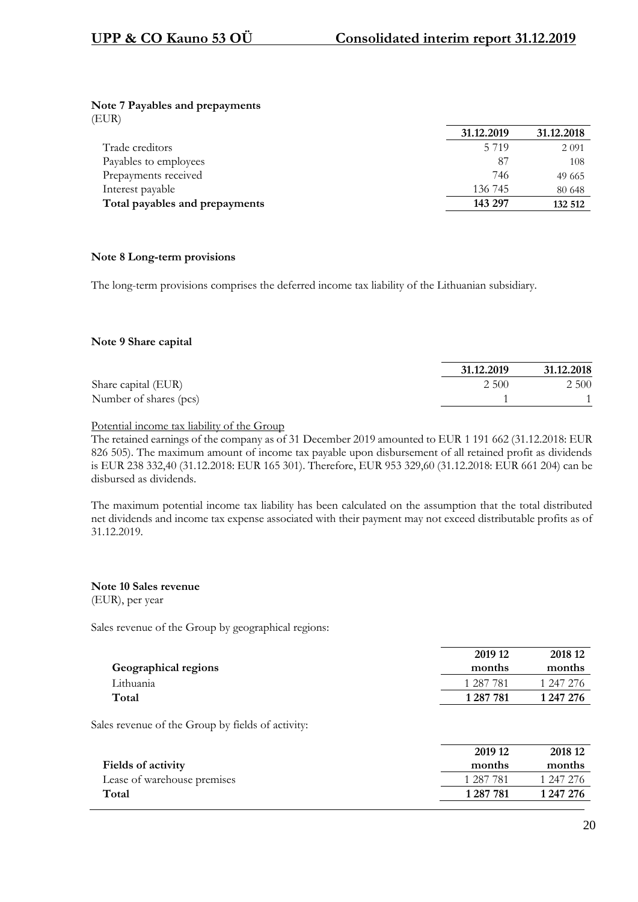## Note 7 Payables and prepayments

(EUR)

| | 31.12.2019 | 31.12.2018 |
|---|---|---|
| Trade creditors | 5 719 | 2 091 |
| Payables to employees | 87 | 108 |
| Prepayments received | 746 | 49 665 |
| Interest payable | 136 745 | 80 648 |
| **Total payables and prepayments** | **143 297** | **132 512** |

## Note 8 Long-term provisions

The long-term provisions comprises the deferred income tax liability of the Lithuanian subsidiary.

## Note 9 Share capital

| | 31.12.2019 | 31.12.2018 |
|---|---|---|
| Share capital (EUR) | 2 500 | 2 500 |
| Number of shares (pcs) | 1 | 1 |

Potential income tax liability of the Group

The retained earnings of the company as of 31 December 2019 amounted to EUR 1 191 662 (31.12.2018: EUR 826 505). The maximum amount of income tax payable upon disbursement of all retained profit as dividends is EUR 238 332,40 (31.12.2018: EUR 165 301). Therefore, EUR 953 329,60 (31.12.2018: EUR 661 204) can be disbursed as dividends.

The maximum potential income tax liability has been calculated on the assumption that the total distributed net dividends and income tax expense associated with their payment may not exceed distributable profits as of 31.12.2019.

## Note 10 Sales revenue

(EUR), per year

Sales revenue of the Group by geographical regions:

| **Geographical regions** | 2019 12 months | 2018 12 months |
|---|---|---|
| Lithuania | 1 287 781 | 1 247 276 |
| **Total** | **1 287 781** | **1 247 276** |

Sales revenue of the Group by fields of activity:

| **Fields of activity** | 2019 12 months | 2018 12 months |
|---|---|---|
| Lease of warehouse premises | 1 287 781 | 1 247 276 |
| **Total** | **1 287 781** | **1 247 276** |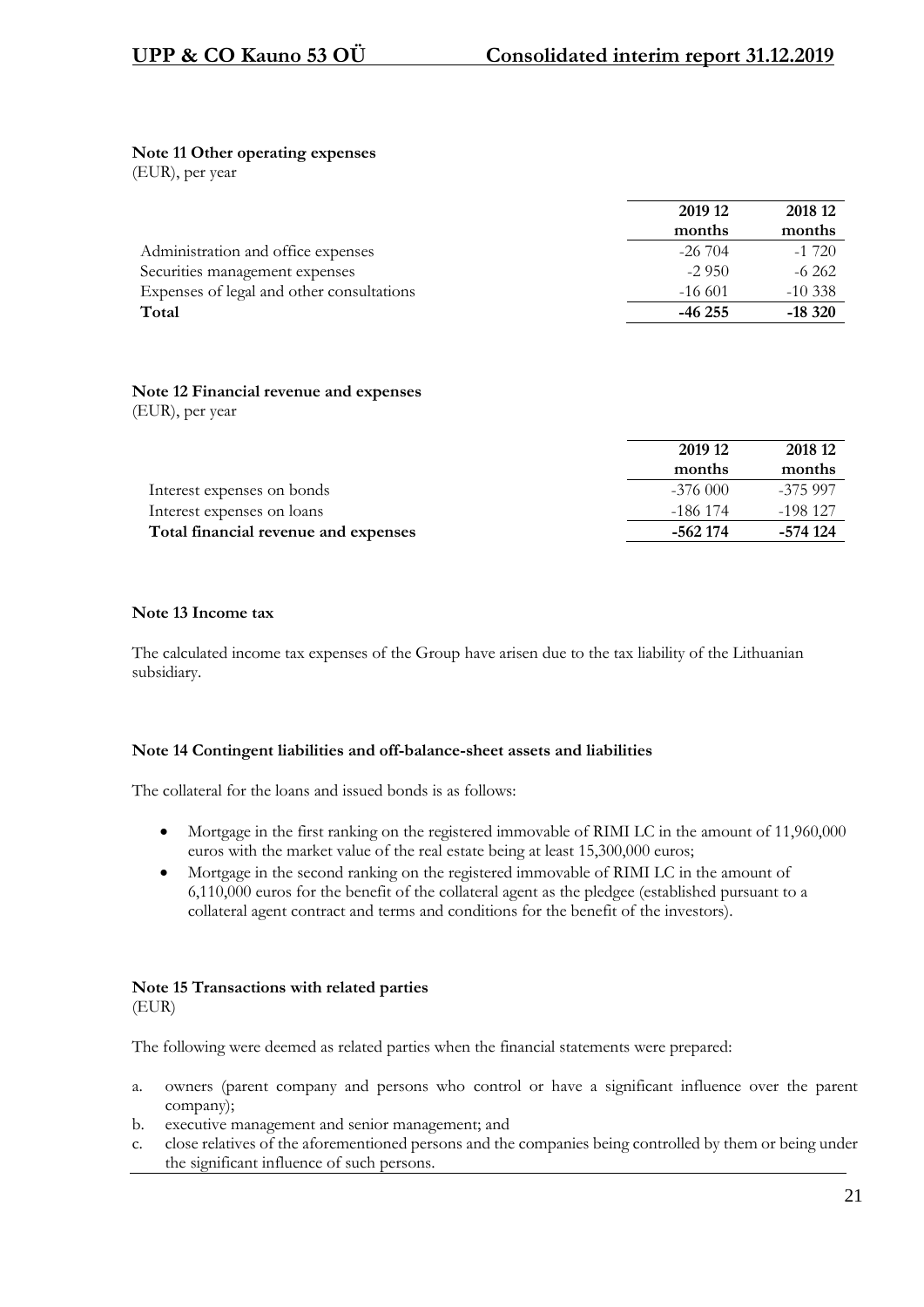**Note 11 Other operating expenses**

(EUR), per year

| | 2019 12 months | 2018 12 months |
|---|---|---|
| Administration and office expenses | -26 704 | -1 720 |
| Securities management expenses | -2 950 | -6 262 |
| Expenses of legal and other consultations | -16 601 | -10 338 |
| **Total** | **-46 255** | **-18 320** |

**Note 12 Financial revenue and expenses**

(EUR), per year

| | 2019 12 months | 2018 12 months |
|---|---|---|
| Interest expenses on bonds | -376 000 | -375 997 |
| Interest expenses on loans | -186 174 | -198 127 |
| **Total financial revenue and expenses** | **-562 174** | **-574 124** |

**Note 13 Income tax**

The calculated income tax expenses of the Group have arisen due to the tax liability of the Lithuanian subsidiary.

**Note 14 Contingent liabilities and off-balance-sheet assets and liabilities**

The collateral for the loans and issued bonds is as follows:

- Mortgage in the first ranking on the registered immovable of RIMI LC in the amount of 11,960,000 euros with the market value of the real estate being at least 15,300,000 euros;
- Mortgage in the second ranking on the registered immovable of RIMI LC in the amount of 6,110,000 euros for the benefit of the collateral agent as the pledgee (established pursuant to a collateral agent contract and terms and conditions for the benefit of the investors).

**Note 15 Transactions with related parties**

(EUR)

The following were deemed as related parties when the financial statements were prepared:

a. owners (parent company and persons who control or have a significant influence over the parent company);
b. executive management and senior management; and
c. close relatives of the aforementioned persons and the companies being controlled by them or being under the significant influence of such persons.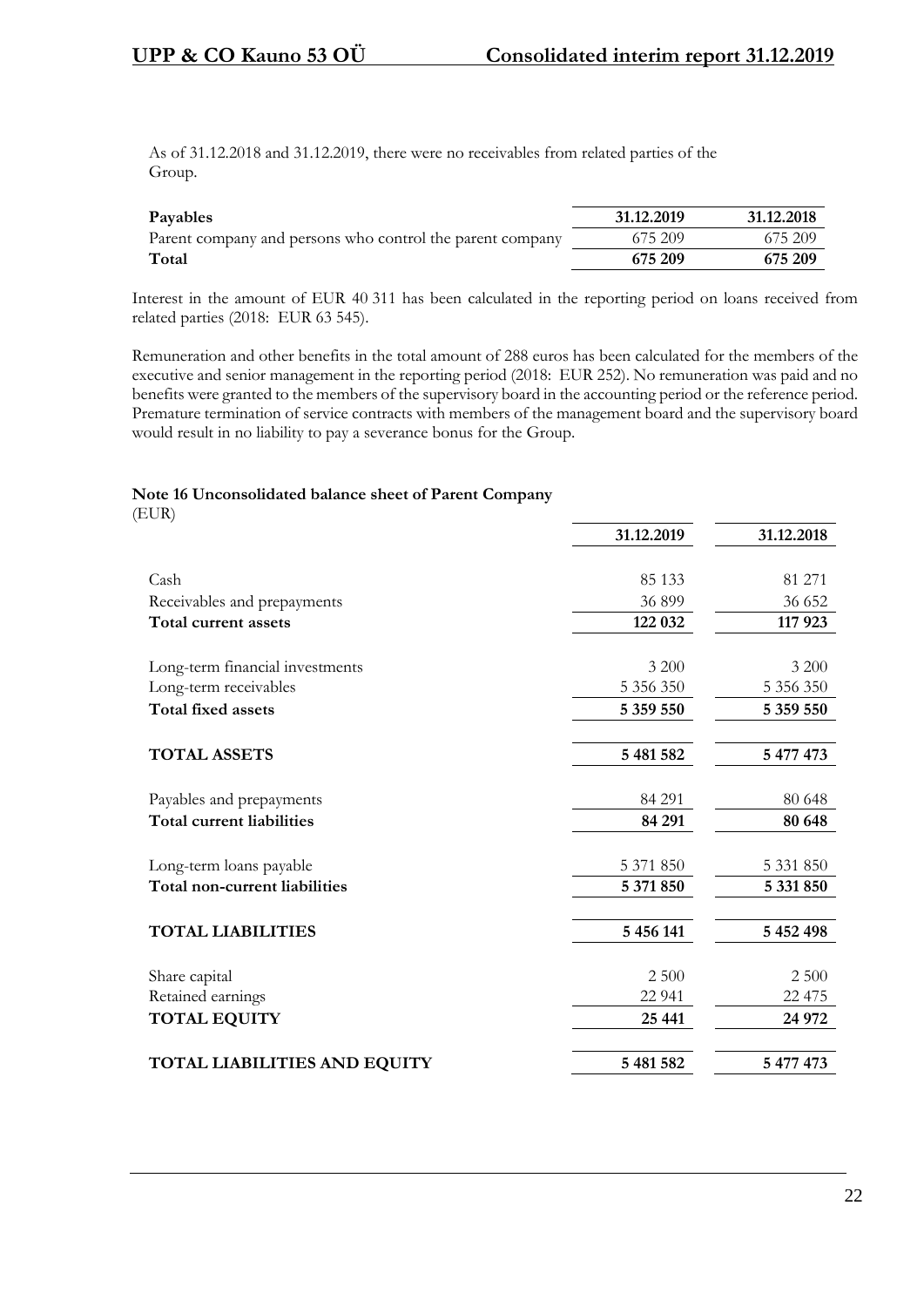As of 31.12.2018 and 31.12.2019, there were no receivables from related parties of the Group.

| Payables | 31.12.2019 | 31.12.2018 |
|---|---|---|
| Parent company and persons who control the parent company | 675 209 | 675 209 |
| **Total** | **675 209** | **675 209** |

Interest in the amount of EUR 40 311 has been calculated in the reporting period on loans received from related parties (2018: EUR 63 545).

Remuneration and other benefits in the total amount of 288 euros has been calculated for the members of the executive and senior management in the reporting period (2018: EUR 252). No remuneration was paid and no benefits were granted to the members of the supervisory board in the accounting period or the reference period. Premature termination of service contracts with members of the management board and the supervisory board would result in no liability to pay a severance bonus for the Group.

**Note 16 Unconsolidated balance sheet of Parent Company**
(EUR)

| | 31.12.2019 | 31.12.2018 |
|---|---|---|
| Cash | 85 133 | 81 271 |
| Receivables and prepayments | 36 899 | 36 652 |
| **Total current assets** | **122 032** | **117 923** |
| Long-term financial investments | 3 200 | 3 200 |
| Long-term receivables | 5 356 350 | 5 356 350 |
| **Total fixed assets** | **5 359 550** | **5 359 550** |
| **TOTAL ASSETS** | **5 481 582** | **5 477 473** |
| Payables and prepayments | 84 291 | 80 648 |
| **Total current liabilities** | **84 291** | **80 648** |
| Long-term loans payable | 5 371 850 | 5 331 850 |
| **Total non-current liabilities** | **5 371 850** | **5 331 850** |
| **TOTAL LIABILITIES** | **5 456 141** | **5 452 498** |
| Share capital | 2 500 | 2 500 |
| Retained earnings | 22 941 | 22 475 |
| **TOTAL EQUITY** | **25 441** | **24 972** |
| **TOTAL LIABILITIES AND EQUITY** | **5 481 582** | **5 477 473** |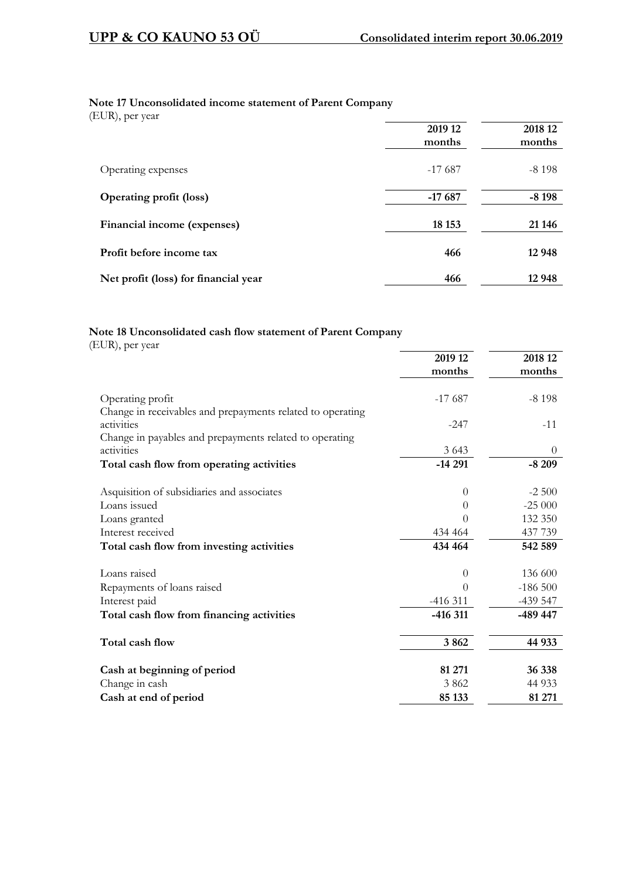**Note 17 Unconsolidated income statement of Parent Company**

(EUR), per year

| | 2019 12 months | 2018 12 months |
|---|---|---|
| Operating expenses | -17 687 | -8 198 |
| **Operating profit (loss)** | **-17 687** | **-8 198** |
| **Financial income (expenses)** | **18 153** | **21 146** |
| **Profit before income tax** | **466** | **12 948** |
| **Net profit (loss) for financial year** | **466** | **12 948** |

**Note 18 Unconsolidated cash flow statement of Parent Company**

(EUR), per year

| | 2019 12 months | 2018 12 months |
|---|---|---|
| Operating profit | -17 687 | -8 198 |
| Change in receivables and prepayments related to operating activities | -247 | -11 |
| Change in payables and prepayments related to operating activities | 3 643 | 0 |
| **Total cash flow from operating activities** | **-14 291** | **-8 209** |
| Asquisition of subsidiaries and associates | 0 | -2 500 |
| Loans issued | 0 | -25 000 |
| Loans granted | 0 | 132 350 |
| Interest received | 434 464 | 437 739 |
| **Total cash flow from investing activities** | **434 464** | **542 589** |
| Loans raised | 0 | 136 600 |
| Repayments of loans raised | 0 | -186 500 |
| Interest paid | -416 311 | -439 547 |
| **Total cash flow from financing activities** | **-416 311** | **-489 447** |
| **Total cash flow** | **3 862** | **44 933** |
| **Cash at beginning of period** | **81 271** | **36 338** |
| Change in cash | 3 862 | 44 933 |
| **Cash at end of period** | **85 133** | **81 271** |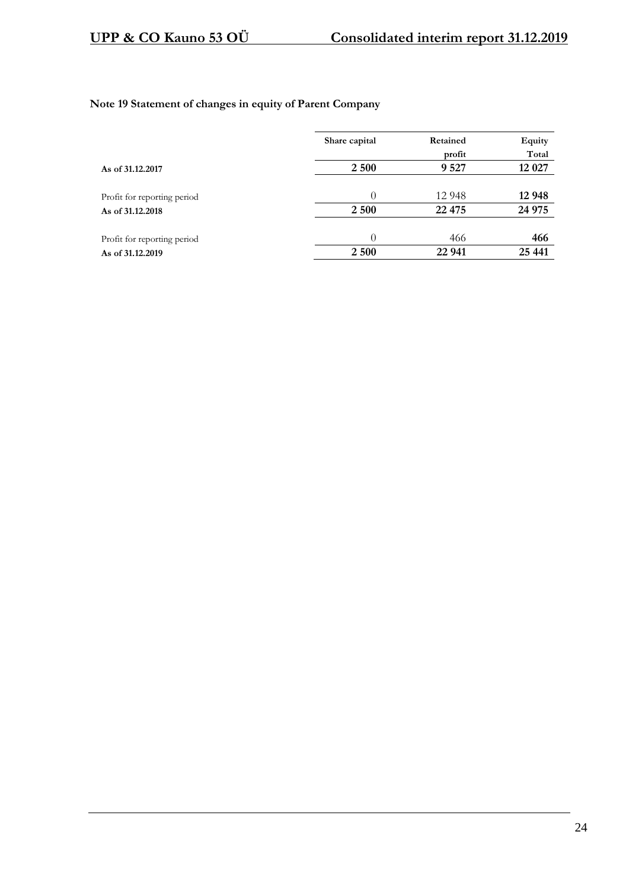## Note 19 Statement of changes in equity of Parent Company

| | Share capital | Retained profit | Equity Total |
|---|---|---|---|
| **As of 31.12.2017** | **2 500** | **9 527** | **12 027** |
| Profit for reporting period | 0 | 12 948 | **12 948** |
| **As of 31.12.2018** | **2 500** | **22 475** | **24 975** |
| Profit for reporting period | 0 | 466 | **466** |
| **As of 31.12.2019** | **2 500** | **22 941** | **25 441** |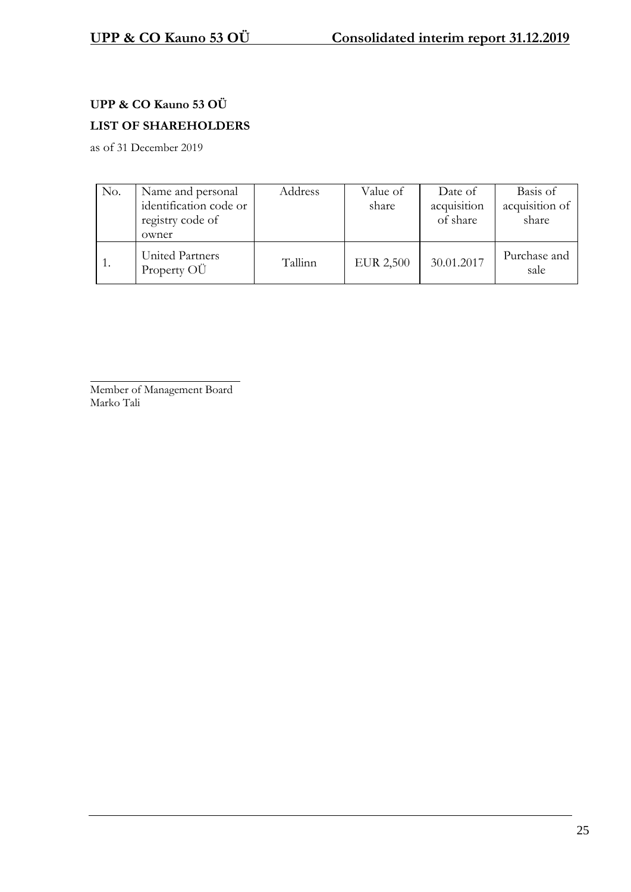**UPP & CO Kauno 53 OÜ**

**LIST OF SHAREHOLDERS**

as of 31 December 2019

| No. | Name and personal identification code or registry code of owner | Address | Value of share | Date of acquisition of share | Basis of acquisition of share |
|---|---|---|---|---|---|
| 1. | United Partners Property OÜ | Tallinn | EUR 2,500 | 30.01.2017 | Purchase and sale |

Member of Management Board
Marko Tali